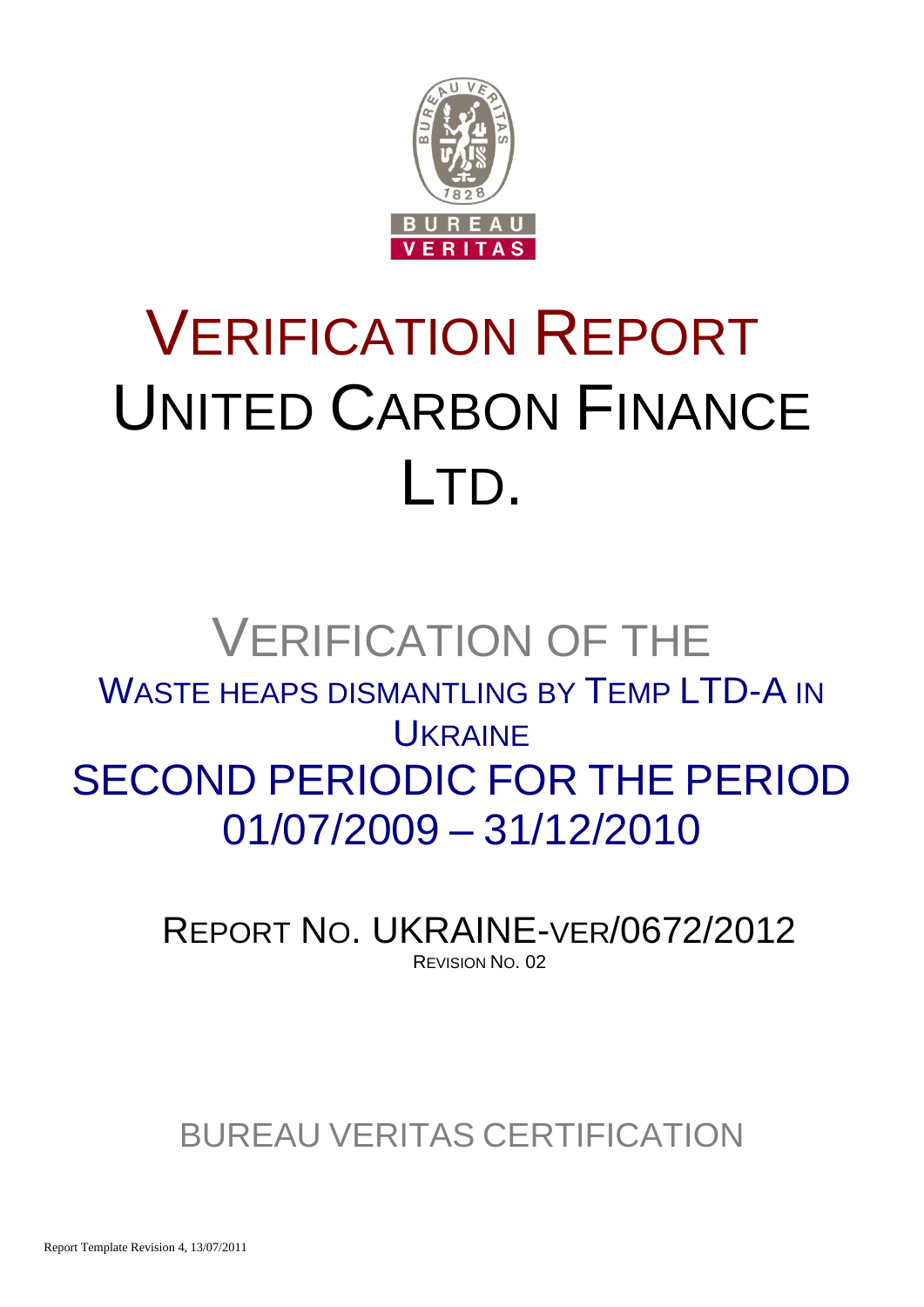# VERIFICATION REPORT UNITED CARBON FINANCE LTD.

## VERIFICATION OF THE WASTE HEAPS DISMANTLING BY TEMP LTD-A IN UKRAINE SECOND PERIODIC FOR THE PERIOD 01/07/2009 – 31/12/2010

REPORT NO. UKRAINE-VER/0672/2012

REVISION NO. 02

BUREAU VERITAS CERTIFICATION

Report Template Revision 4, 13/07/2011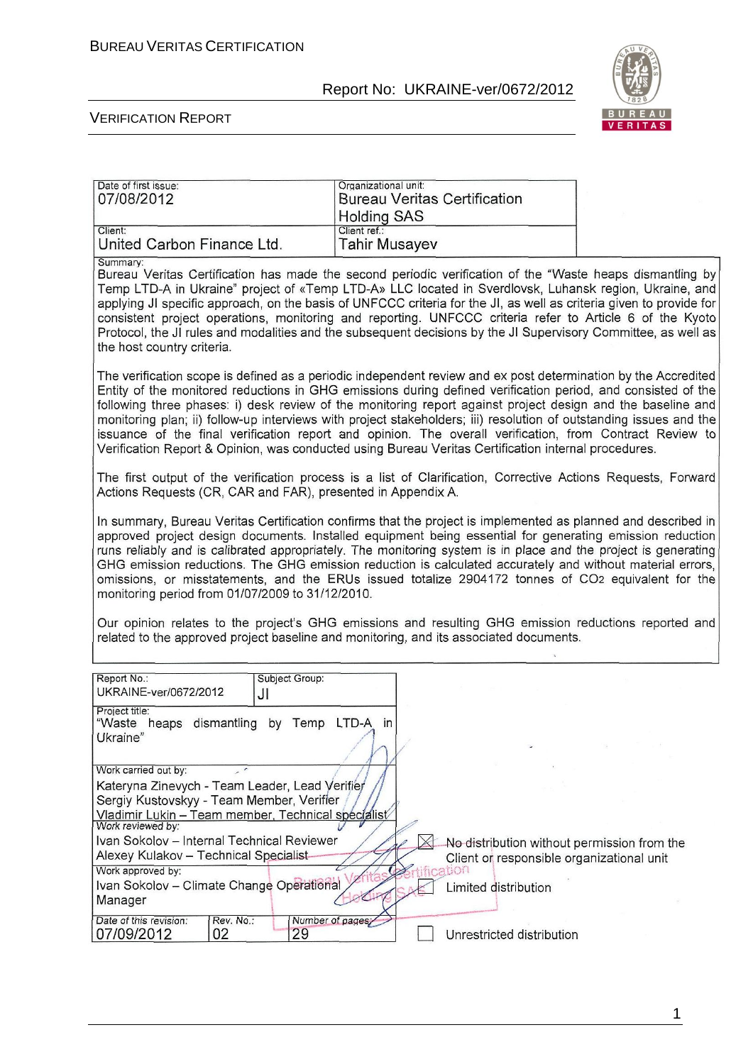| Date of first issue: 07/08/2012 | Organizational unit: Bureau Veritas Certification Holding SAS |
|---|---|
| Client: United Carbon Finance Ltd. | Client ref.: Tahir Musayev |

Summary:

Bureau Veritas Certification has made the second periodic verification of the "Waste heaps dismantling by Temp LTD-A in Ukraine" project of «Temp LTD-A» LLC located in Sverdlovsk, Luhansk region, Ukraine, and applying JI specific approach, on the basis of UNFCCC criteria for the JI, as well as criteria given to provide for consistent project operations, monitoring and reporting. UNFCCC criteria refer to Article 6 of the Kyoto Protocol, the JI rules and modalities and the subsequent decisions by the JI Supervisory Committee, as well as the host country criteria.

The verification scope is defined as a periodic independent review and ex post determination by the Accredited Entity of the monitored reductions in GHG emissions during defined verification period, and consisted of the following three phases: i) desk review of the monitoring report against project design and the baseline and monitoring plan; ii) follow-up interviews with project stakeholders; iii) resolution of outstanding issues and the issuance of the final verification report and opinion. The overall verification, from Contract Review to Verification Report & Opinion, was conducted using Bureau Veritas Certification internal procedures.

The first output of the verification process is a list of Clarification, Corrective Actions Requests, Forward Actions Requests (CR, CAR and FAR), presented in Appendix A.

In summary, Bureau Veritas Certification confirms that the project is implemented as planned and described in approved project design documents. Installed equipment being essential for generating emission reduction runs reliably and is calibrated appropriately. The monitoring system is in place and the project is generating GHG emission reductions. The GHG emission reduction is calculated accurately and without material errors, omissions, or misstatements, and the ERUs issued totalize 2904172 tonnes of $CO_2$ equivalent for the monitoring period from 01/07/2009 to 31/12/2010.

Our opinion relates to the project's GHG emissions and resulting GHG emission reductions reported and related to the approved project baseline and monitoring, and its associated documents.

| Report No.: UKRAINE-ver/0672/2012 | Subject Group: JI | |
|---|---|---|
| Project title: "Waste heaps dismantling by Temp LTD-A in Ukraine" | | |
| Work carried out by: Kateryna Zinevych - Team Leader, Lead Verifier; Sergiy Kustovskyy - Team Member, Verifier; Vladimir Lukin – Team member, Technical specialist | | |
| Work reviewed by: Ivan Sokolov – Internal Technical Reviewer; Alexey Kulakov – Technical Specialist | | |
| Work approved by: Ivan Sokolov – Climate Change Operational Manager | | |
| Date of this revision: 07/09/2012 | Rev. No.: 02 | Number of pages: 29 |

- [x] No distribution without permission from the Client or responsible organizational unit
- [ ] Limited distribution
- [ ] Unrestricted distribution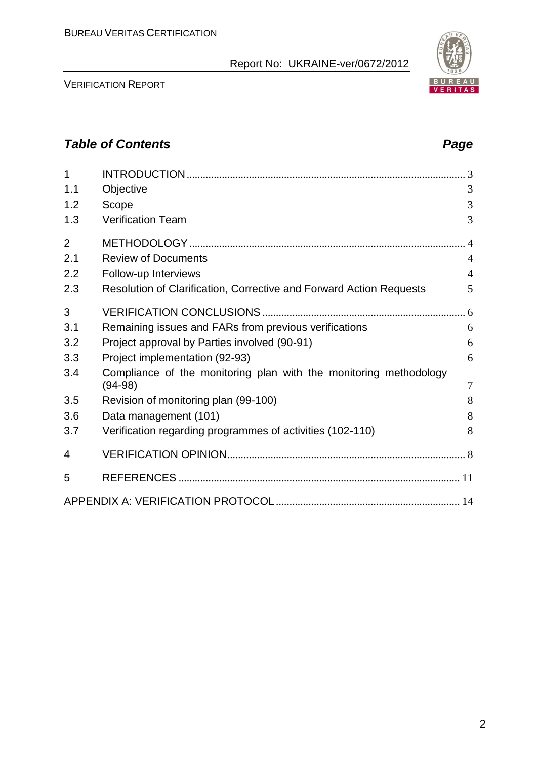## *Table of Contents* *Page*

| | | |
|---|---|---|
| 1 | INTRODUCTION | 3 |
| 1.1 | Objective | 3 |
| 1.2 | Scope | 3 |
| 1.3 | Verification Team | 3 |
| 2 | METHODOLOGY | 4 |
| 2.1 | Review of Documents | 4 |
| 2.2 | Follow-up Interviews | 4 |
| 2.3 | Resolution of Clarification, Corrective and Forward Action Requests | 5 |
| 3 | VERIFICATION CONCLUSIONS | 6 |
| 3.1 | Remaining issues and FARs from previous verifications | 6 |
| 3.2 | Project approval by Parties involved (90-91) | 6 |
| 3.3 | Project implementation (92-93) | 6 |
| 3.4 | Compliance of the monitoring plan with the monitoring methodology (94-98) | 7 |
| 3.5 | Revision of monitoring plan (99-100) | 8 |
| 3.6 | Data management (101) | 8 |
| 3.7 | Verification regarding programmes of activities (102-110) | 8 |
| 4 | VERIFICATION OPINION | 8 |
| 5 | REFERENCES | 11 |
| | APPENDIX A: VERIFICATION PROTOCOL | 14 |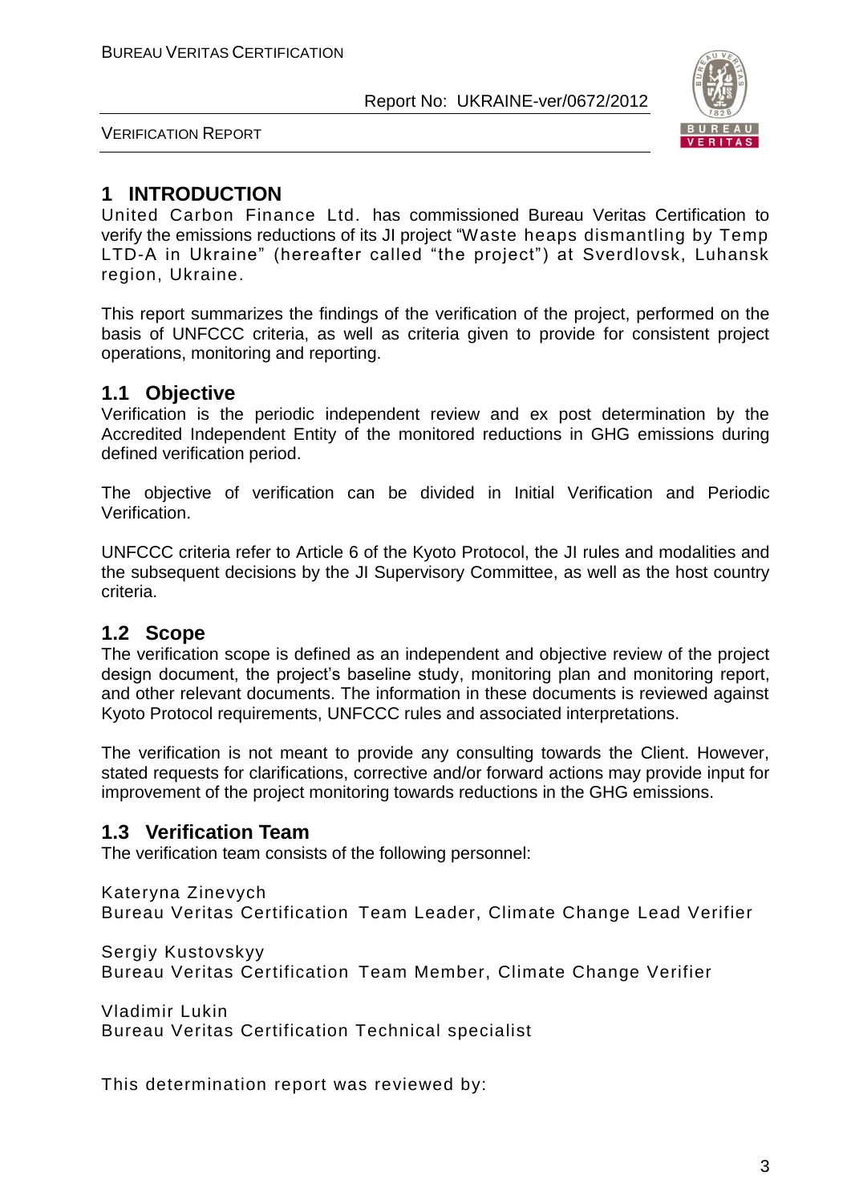# 1 INTRODUCTION

United Carbon Finance Ltd. has commissioned Bureau Veritas Certification to verify the emissions reductions of its JI project "Waste heaps dismantling by Temp LTD-A in Ukraine" (hereafter called "the project") at Sverdlovsk, Luhansk region, Ukraine.

This report summarizes the findings of the verification of the project, performed on the basis of UNFCCC criteria, as well as criteria given to provide for consistent project operations, monitoring and reporting.

## 1.1 Objective

Verification is the periodic independent review and ex post determination by the Accredited Independent Entity of the monitored reductions in GHG emissions during defined verification period.

The objective of verification can be divided in Initial Verification and Periodic Verification.

UNFCCC criteria refer to Article 6 of the Kyoto Protocol, the JI rules and modalities and the subsequent decisions by the JI Supervisory Committee, as well as the host country criteria.

## 1.2 Scope

The verification scope is defined as an independent and objective review of the project design document, the project's baseline study, monitoring plan and monitoring report, and other relevant documents. The information in these documents is reviewed against Kyoto Protocol requirements, UNFCCC rules and associated interpretations.

The verification is not meant to provide any consulting towards the Client. However, stated requests for clarifications, corrective and/or forward actions may provide input for improvement of the project monitoring towards reductions in the GHG emissions.

## 1.3 Verification Team

The verification team consists of the following personnel:

Kateryna Zinevych
Bureau Veritas Certification Team Leader, Climate Change Lead Verifier

Sergiy Kustovskyy
Bureau Veritas Certification Team Member, Climate Change Verifier

Vladimir Lukin
Bureau Veritas Certification Technical specialist

This determination report was reviewed by: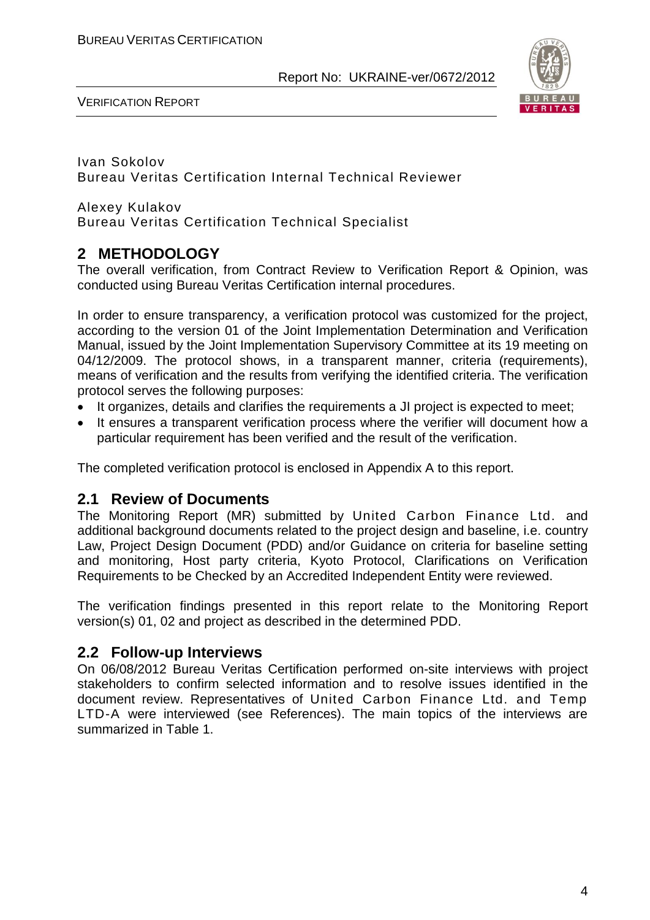Ivan Sokolov
Bureau Veritas Certification Internal Technical Reviewer

Alexey Kulakov
Bureau Veritas Certification Technical Specialist

## 2 METHODOLOGY

The overall verification, from Contract Review to Verification Report & Opinion, was conducted using Bureau Veritas Certification internal procedures.

In order to ensure transparency, a verification protocol was customized for the project, according to the version 01 of the Joint Implementation Determination and Verification Manual, issued by the Joint Implementation Supervisory Committee at its 19 meeting on 04/12/2009. The protocol shows, in a transparent manner, criteria (requirements), means of verification and the results from verifying the identified criteria. The verification protocol serves the following purposes:

- It organizes, details and clarifies the requirements a JI project is expected to meet;
- It ensures a transparent verification process where the verifier will document how a particular requirement has been verified and the result of the verification.

The completed verification protocol is enclosed in Appendix A to this report.

### 2.1 Review of Documents

The Monitoring Report (MR) submitted by United Carbon Finance Ltd. and additional background documents related to the project design and baseline, i.e. country Law, Project Design Document (PDD) and/or Guidance on criteria for baseline setting and monitoring, Host party criteria, Kyoto Protocol, Clarifications on Verification Requirements to be Checked by an Accredited Independent Entity were reviewed.

The verification findings presented in this report relate to the Monitoring Report version(s) 01, 02 and project as described in the determined PDD.

### 2.2 Follow-up Interviews

On 06/08/2012 Bureau Veritas Certification performed on-site interviews with project stakeholders to confirm selected information and to resolve issues identified in the document review. Representatives of United Carbon Finance Ltd. and Temp LTD-A were interviewed (see References). The main topics of the interviews are summarized in Table 1.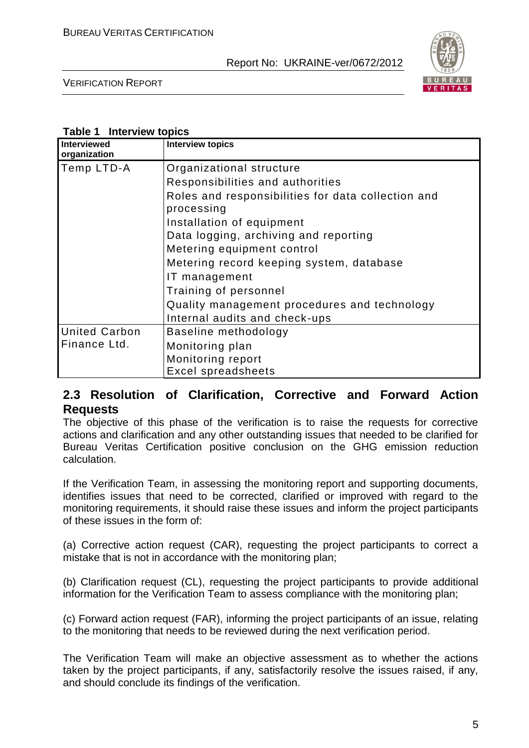**Table 1 Interview topics**

| Interviewed organization | Interview topics |
|---|---|
| Temp LTD-A | Organizational structure<br>Responsibilities and authorities<br>Roles and responsibilities for data collection and processing<br>Installation of equipment<br>Data logging, archiving and reporting<br>Metering equipment control<br>Metering record keeping system, database<br>IT management<br>Training of personnel<br>Quality management procedures and technology<br>Internal audits and check-ups |
| United Carbon Finance Ltd. | Baseline methodology<br>Monitoring plan<br>Monitoring report<br>Excel spreadsheets |

## 2.3 Resolution of Clarification, Corrective and Forward Action Requests

The objective of this phase of the verification is to raise the requests for corrective actions and clarification and any other outstanding issues that needed to be clarified for Bureau Veritas Certification positive conclusion on the GHG emission reduction calculation.

If the Verification Team, in assessing the monitoring report and supporting documents, identifies issues that need to be corrected, clarified or improved with regard to the monitoring requirements, it should raise these issues and inform the project participants of these issues in the form of:

(a) Corrective action request (CAR), requesting the project participants to correct a mistake that is not in accordance with the monitoring plan;

(b) Clarification request (CL), requesting the project participants to provide additional information for the Verification Team to assess compliance with the monitoring plan;

(c) Forward action request (FAR), informing the project participants of an issue, relating to the monitoring that needs to be reviewed during the next verification period.

The Verification Team will make an objective assessment as to whether the actions taken by the project participants, if any, satisfactorily resolve the issues raised, if any, and should conclude its findings of the verification.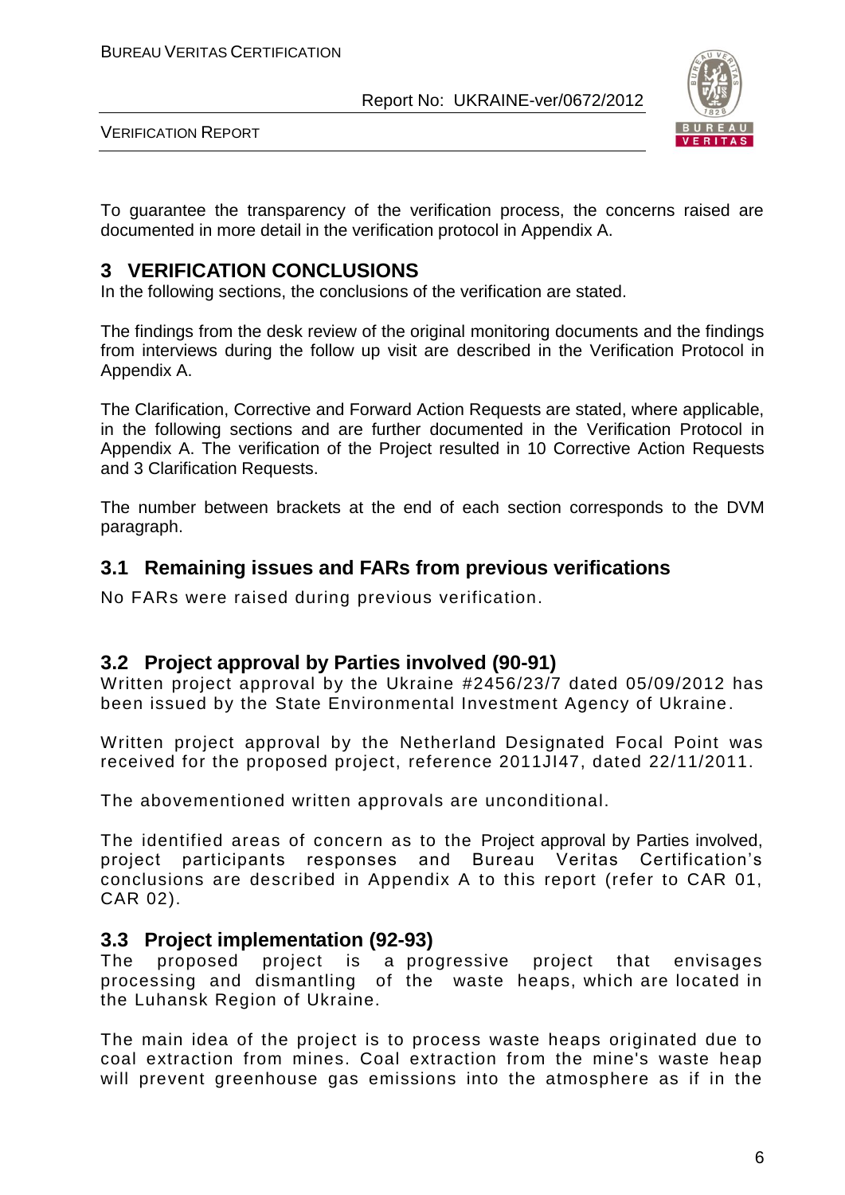To guarantee the transparency of the verification process, the concerns raised are documented in more detail in the verification protocol in Appendix A.

# 3 VERIFICATION CONCLUSIONS

In the following sections, the conclusions of the verification are stated.

The findings from the desk review of the original monitoring documents and the findings from interviews during the follow up visit are described in the Verification Protocol in Appendix A.

The Clarification, Corrective and Forward Action Requests are stated, where applicable, in the following sections and are further documented in the Verification Protocol in Appendix A. The verification of the Project resulted in 10 Corrective Action Requests and 3 Clarification Requests.

The number between brackets at the end of each section corresponds to the DVM paragraph.

## 3.1 Remaining issues and FARs from previous verifications

No FARs were raised during previous verification.

## 3.2 Project approval by Parties involved (90-91)

Written project approval by the Ukraine #2456/23/7 dated 05/09/2012 has been issued by the State Environmental Investment Agency of Ukraine.

Written project approval by the Netherland Designated Focal Point was received for the proposed project, reference 2011JI47, dated 22/11/2011.

The abovementioned written approvals are unconditional.

The identified areas of concern as to the Project approval by Parties involved, project participants responses and Bureau Veritas Certification's conclusions are described in Appendix A to this report (refer to CAR 01, CAR 02).

## 3.3 Project implementation (92-93)

The proposed project is a progressive project that envisages processing and dismantling of the waste heaps, which are located in the Luhansk Region of Ukraine.

The main idea of the project is to process waste heaps originated due to coal extraction from mines. Coal extraction from the mine's waste heap will prevent greenhouse gas emissions into the atmosphere as if in the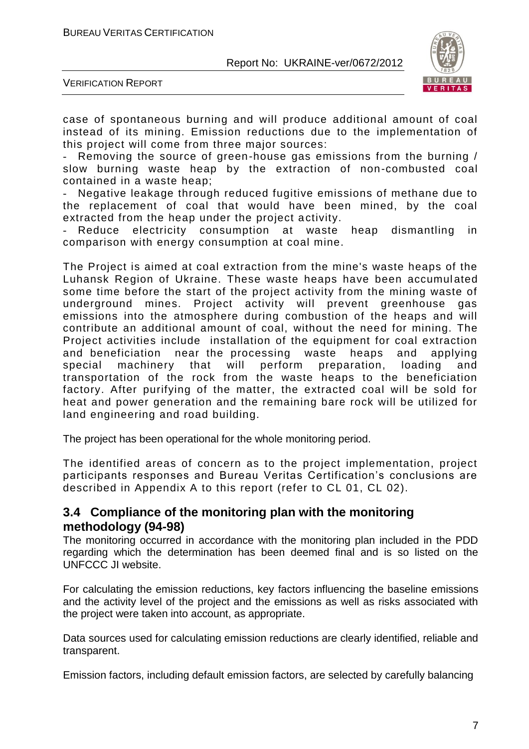case of spontaneous burning and will produce additional amount of coal instead of its mining. Emission reductions due to the implementation of this project will come from three major sources:

- Removing the source of green-house gas emissions from the burning / slow burning waste heap by the extraction of non-combusted coal contained in a waste heap;
- Negative leakage through reduced fugitive emissions of methane due to the replacement of coal that would have been mined, by the coal extracted from the heap under the project activity.
- Reduce electricity consumption at waste heap dismantling in comparison with energy consumption at coal mine.

The Project is aimed at coal extraction from the mine's waste heaps of the Luhansk Region of Ukraine. These waste heaps have been accumulated some time before the start of the project activity from the mining waste of underground mines. Project activity will prevent greenhouse gas emissions into the atmosphere during combustion of the heaps and will contribute an additional amount of coal, without the need for mining. The Project activities include installation of the equipment for coal extraction and beneficiation near the processing waste heaps and applying special machinery that will perform preparation, loading and transportation of the rock from the waste heaps to the beneficiation factory. After purifying of the matter, the extracted coal will be sold for heat and power generation and the remaining bare rock will be utilized for land engineering and road building.

The project has been operational for the whole monitoring period.

The identified areas of concern as to the project implementation, project participants responses and Bureau Veritas Certification's conclusions are described in Appendix A to this report (refer to CL 01, CL 02).

## 3.4 Compliance of the monitoring plan with the monitoring methodology (94-98)

The monitoring occurred in accordance with the monitoring plan included in the PDD regarding which the determination has been deemed final and is so listed on the UNFCCC JI website.

For calculating the emission reductions, key factors influencing the baseline emissions and the activity level of the project and the emissions as well as risks associated with the project were taken into account, as appropriate.

Data sources used for calculating emission reductions are clearly identified, reliable and transparent.

Emission factors, including default emission factors, are selected by carefully balancing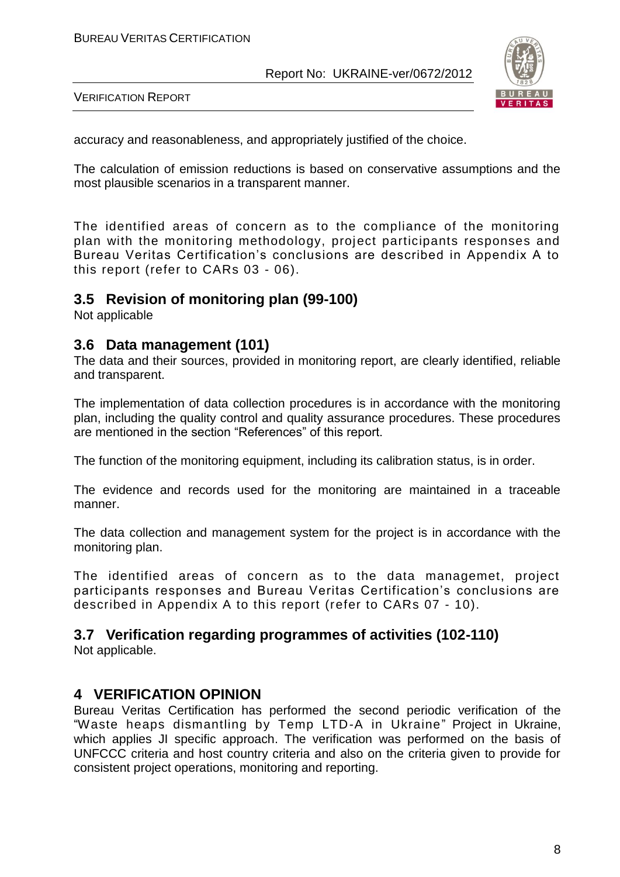accuracy and reasonableness, and appropriately justified of the choice.

The calculation of emission reductions is based on conservative assumptions and the most plausible scenarios in a transparent manner.

The identified areas of concern as to the compliance of the monitoring plan with the monitoring methodology, project participants responses and Bureau Veritas Certification's conclusions are described in Appendix A to this report (refer to CARs 03 - 06).

## 3.5 Revision of monitoring plan (99-100)

Not applicable

## 3.6 Data management (101)

The data and their sources, provided in monitoring report, are clearly identified, reliable and transparent.

The implementation of data collection procedures is in accordance with the monitoring plan, including the quality control and quality assurance procedures. These procedures are mentioned in the section "References" of this report.

The function of the monitoring equipment, including its calibration status, is in order.

The evidence and records used for the monitoring are maintained in a traceable manner.

The data collection and management system for the project is in accordance with the monitoring plan.

The identified areas of concern as to the data managemet, project participants responses and Bureau Veritas Certification's conclusions are described in Appendix A to this report (refer to CARs 07 - 10).

## 3.7 Verification regarding programmes of activities (102-110)

Not applicable.

# 4 VERIFICATION OPINION

Bureau Veritas Certification has performed the second periodic verification of the "Waste heaps dismantling by Temp LTD-A in Ukraine" Project in Ukraine, which applies JI specific approach. The verification was performed on the basis of UNFCCC criteria and host country criteria and also on the criteria given to provide for consistent project operations, monitoring and reporting.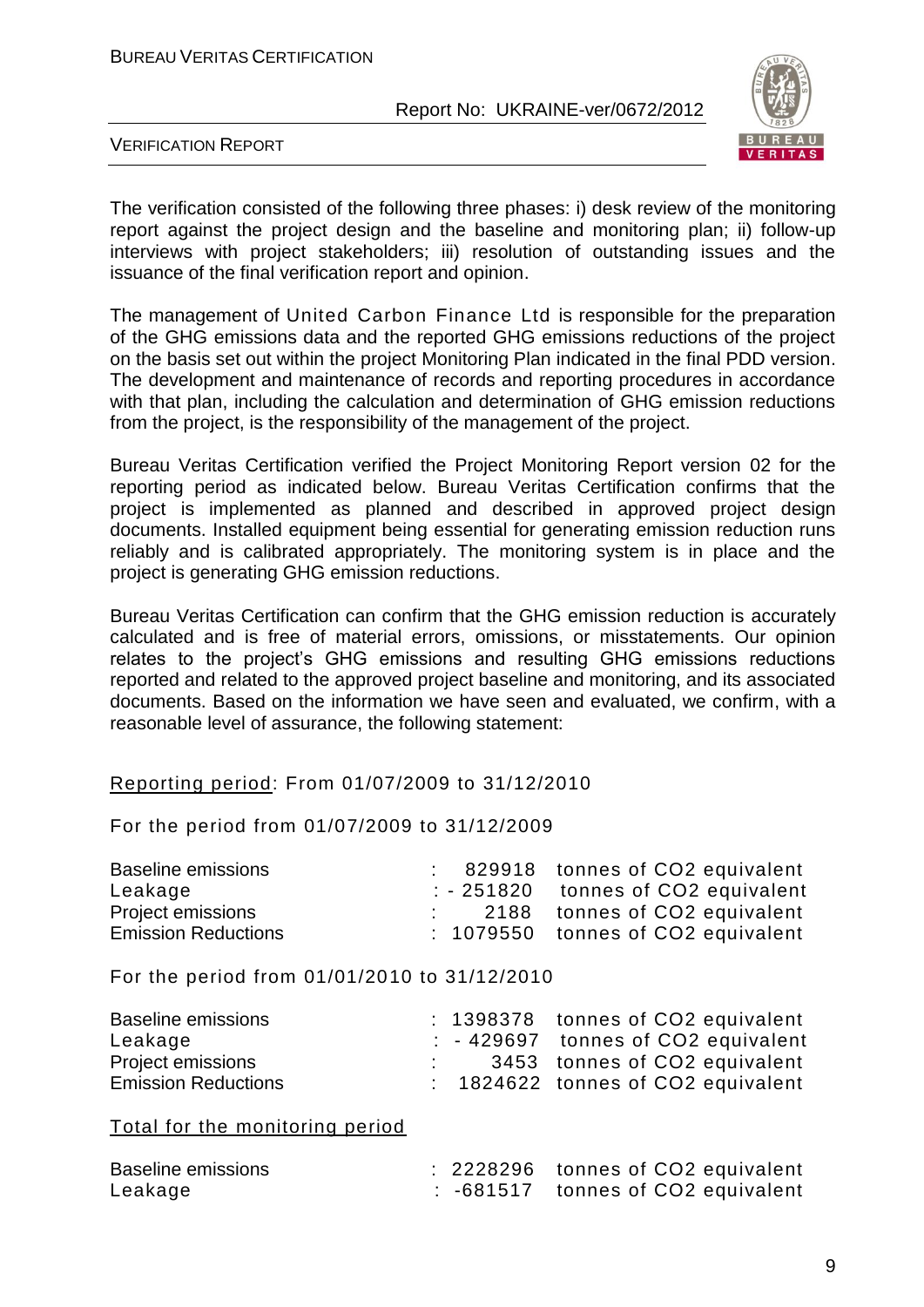The verification consisted of the following three phases: i) desk review of the monitoring report against the project design and the baseline and monitoring plan; ii) follow-up interviews with project stakeholders; iii) resolution of outstanding issues and the issuance of the final verification report and opinion.

The management of United Carbon Finance Ltd is responsible for the preparation of the GHG emissions data and the reported GHG emissions reductions of the project on the basis set out within the project Monitoring Plan indicated in the final PDD version. The development and maintenance of records and reporting procedures in accordance with that plan, including the calculation and determination of GHG emission reductions from the project, is the responsibility of the management of the project.

Bureau Veritas Certification verified the Project Monitoring Report version 02 for the reporting period as indicated below. Bureau Veritas Certification confirms that the project is implemented as planned and described in approved project design documents. Installed equipment being essential for generating emission reduction runs reliably and is calibrated appropriately. The monitoring system is in place and the project is generating GHG emission reductions.

Bureau Veritas Certification can confirm that the GHG emission reduction is accurately calculated and is free of material errors, omissions, or misstatements. Our opinion relates to the project's GHG emissions and resulting GHG emissions reductions reported and related to the approved project baseline and monitoring, and its associated documents. Based on the information we have seen and evaluated, we confirm, with a reasonable level of assurance, the following statement:

Reporting period: From 01/07/2009 to 31/12/2010

For the period from 01/07/2009 to 31/12/2009

| | | |
|---|---|---|
| Baseline emissions | : 829918 | tonnes of CO2 equivalent |
| Leakage | : - 251820 | tonnes of CO2 equivalent |
| Project emissions | : 2188 | tonnes of CO2 equivalent |
| Emission Reductions | : 1079550 | tonnes of CO2 equivalent |

For the period from 01/01/2010 to 31/12/2010

| | | |
|---|---|---|
| Baseline emissions | : 1398378 | tonnes of CO2 equivalent |
| Leakage | : - 429697 | tonnes of CO2 equivalent |
| Project emissions | : 3453 | tonnes of CO2 equivalent |
| Emission Reductions | : 1824622 | tonnes of CO2 equivalent |

Total for the monitoring period

| | | |
|---|---|---|
| Baseline emissions | : 2228296 | tonnes of CO2 equivalent |
| Leakage | : -681517 | tonnes of CO2 equivalent |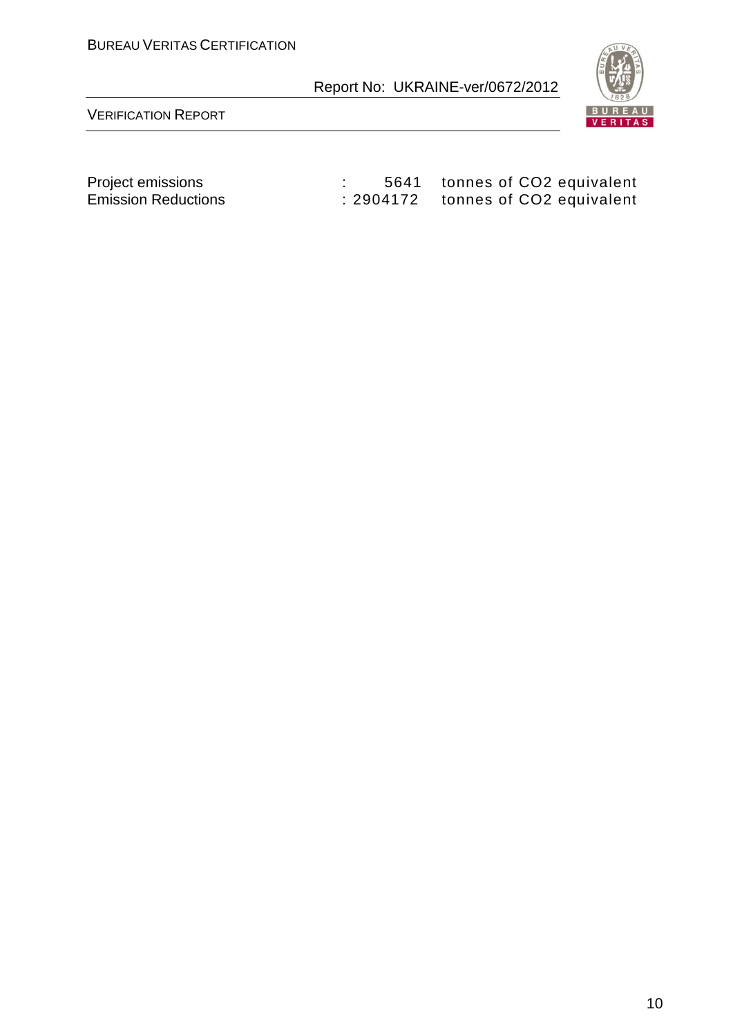Project emissions : 5641 tonnes of $CO_2$ equivalent
Emission Reductions : 2904172 tonnes of $CO_2$ equivalent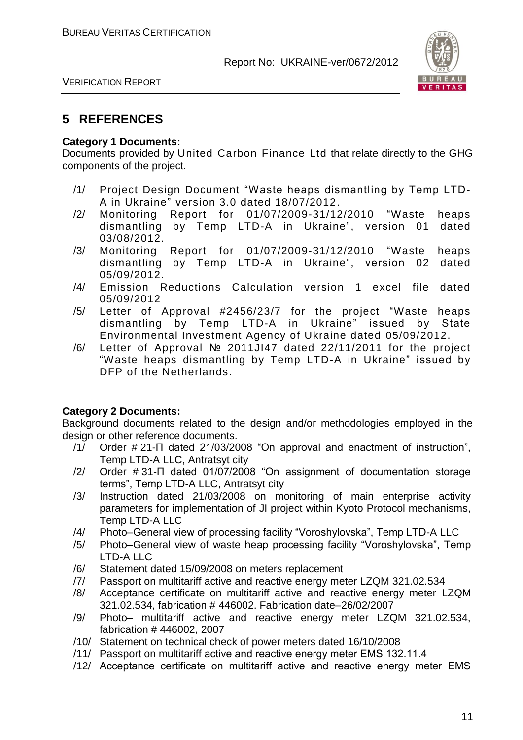# 5 REFERENCES

**Category 1 Documents:**
Documents provided by United Carbon Finance Ltd that relate directly to the GHG components of the project.

/1/ Project Design Document "Waste heaps dismantling by Temp LTD-A in Ukraine" version 3.0 dated 18/07/2012.

/2/ Monitoring Report for 01/07/2009-31/12/2010 "Waste heaps dismantling by Temp LTD-A in Ukraine", version 01 dated 03/08/2012.

/3/ Monitoring Report for 01/07/2009-31/12/2010 "Waste heaps dismantling by Temp LTD-A in Ukraine", version 02 dated 05/09/2012.

/4/ Emission Reductions Calculation version 1 excel file dated 05/09/2012

/5/ Letter of Approval #2456/23/7 for the project "Waste heaps dismantling by Temp LTD-A in Ukraine" issued by State Environmental Investment Agency of Ukraine dated 05/09/2012.

/6/ Letter of Approval № 2011JI47 dated 22/11/2011 for the project "Waste heaps dismantling by Temp LTD-A in Ukraine" issued by DFP of the Netherlands.

**Category 2 Documents:**
Background documents related to the design and/or methodologies employed in the design or other reference documents.

/1/ Order # 21-П dated 21/03/2008 "On approval and enactment of instruction", Temp LTD-A LLC, Antratsyt city

/2/ Order # 31-П dated 01/07/2008 "On assignment of documentation storage terms", Temp LTD-A LLC, Antratsyt city

/3/ Instruction dated 21/03/2008 on monitoring of main enterprise activity parameters for implementation of JI project within Kyoto Protocol mechanisms, Temp LTD-A LLC

/4/ Photo–General view of processing facility "Voroshylovska", Temp LTD-A LLC

/5/ Photo–General view of waste heap processing facility "Voroshylovska", Temp LTD-A LLC

/6/ Statement dated 15/09/2008 on meters replacement

/7/ Passport on multitariff active and reactive energy meter LZQM 321.02.534

/8/ Acceptance certificate on multitariff active and reactive energy meter LZQM 321.02.534, fabrication # 446002. Fabrication date–26/02/2007

/9/ Photo– multitariff active and reactive energy meter LZQM 321.02.534, fabrication # 446002, 2007

/10/ Statement on technical check of power meters dated 16/10/2008

/11/ Passport on multitariff active and reactive energy meter EMS 132.11.4

/12/ Acceptance certificate on multitariff active and reactive energy meter EMS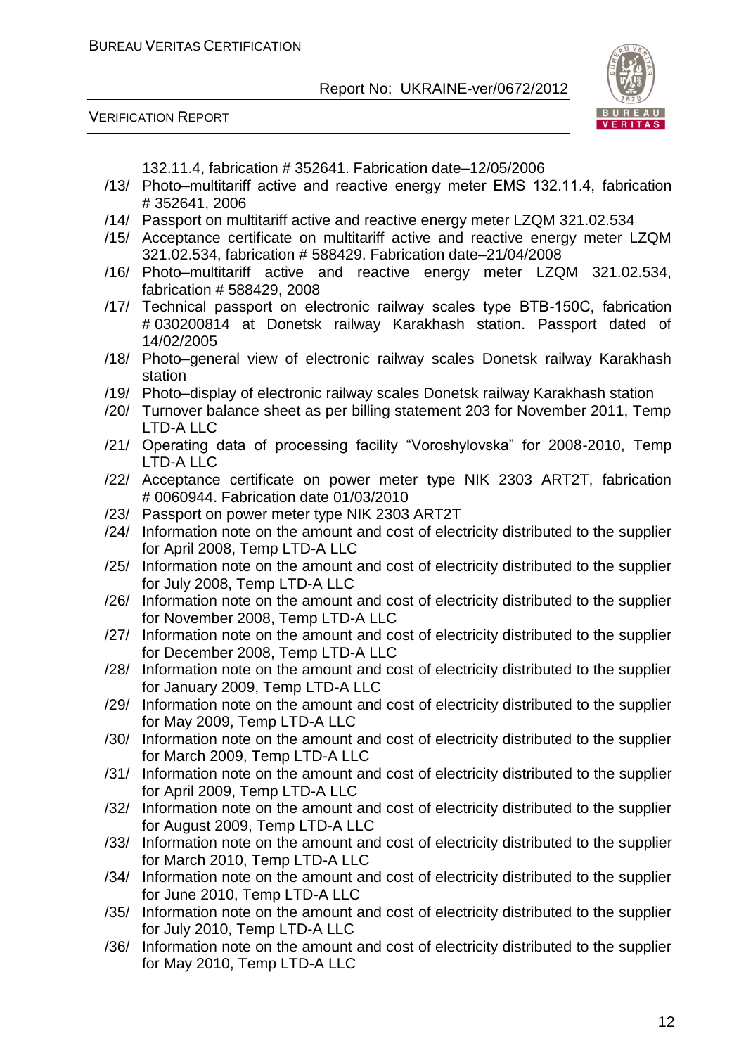132.11.4, fabrication # 352641. Fabrication date–12/05/2006

/13/ Photo–multitariff active and reactive energy meter EMS 132.11.4, fabrication # 352641, 2006

/14/ Passport on multitariff active and reactive energy meter LZQM 321.02.534

/15/ Acceptance certificate on multitariff active and reactive energy meter LZQM 321.02.534, fabrication # 588429. Fabrication date–21/04/2008

/16/ Photo–multitariff active and reactive energy meter LZQM 321.02.534, fabrication # 588429, 2008

/17/ Technical passport on electronic railway scales type BTB-150C, fabrication # 030200814 at Donetsk railway Karakhash station. Passport dated of 14/02/2005

/18/ Photo–general view of electronic railway scales Donetsk railway Karakhash station

/19/ Photo–display of electronic railway scales Donetsk railway Karakhash station

/20/ Turnover balance sheet as per billing statement 203 for November 2011, Temp LTD-A LLC

/21/ Operating data of processing facility "Voroshylovska" for 2008-2010, Temp LTD-A LLC

/22/ Acceptance certificate on power meter type NIK 2303 ART2T, fabrication # 0060944. Fabrication date 01/03/2010

/23/ Passport on power meter type NIK 2303 ART2T

/24/ Information note on the amount and cost of electricity distributed to the supplier for April 2008, Temp LTD-A LLC

/25/ Information note on the amount and cost of electricity distributed to the supplier for July 2008, Temp LTD-A LLC

/26/ Information note on the amount and cost of electricity distributed to the supplier for November 2008, Temp LTD-A LLC

/27/ Information note on the amount and cost of electricity distributed to the supplier for December 2008, Temp LTD-A LLC

/28/ Information note on the amount and cost of electricity distributed to the supplier for January 2009, Temp LTD-A LLC

/29/ Information note on the amount and cost of electricity distributed to the supplier for May 2009, Temp LTD-A LLC

/30/ Information note on the amount and cost of electricity distributed to the supplier for March 2009, Temp LTD-A LLC

/31/ Information note on the amount and cost of electricity distributed to the supplier for April 2009, Temp LTD-A LLC

/32/ Information note on the amount and cost of electricity distributed to the supplier for August 2009, Temp LTD-A LLC

/33/ Information note on the amount and cost of electricity distributed to the supplier for March 2010, Temp LTD-A LLC

/34/ Information note on the amount and cost of electricity distributed to the supplier for June 2010, Temp LTD-A LLC

/35/ Information note on the amount and cost of electricity distributed to the supplier for July 2010, Temp LTD-A LLC

/36/ Information note on the amount and cost of electricity distributed to the supplier for May 2010, Temp LTD-A LLC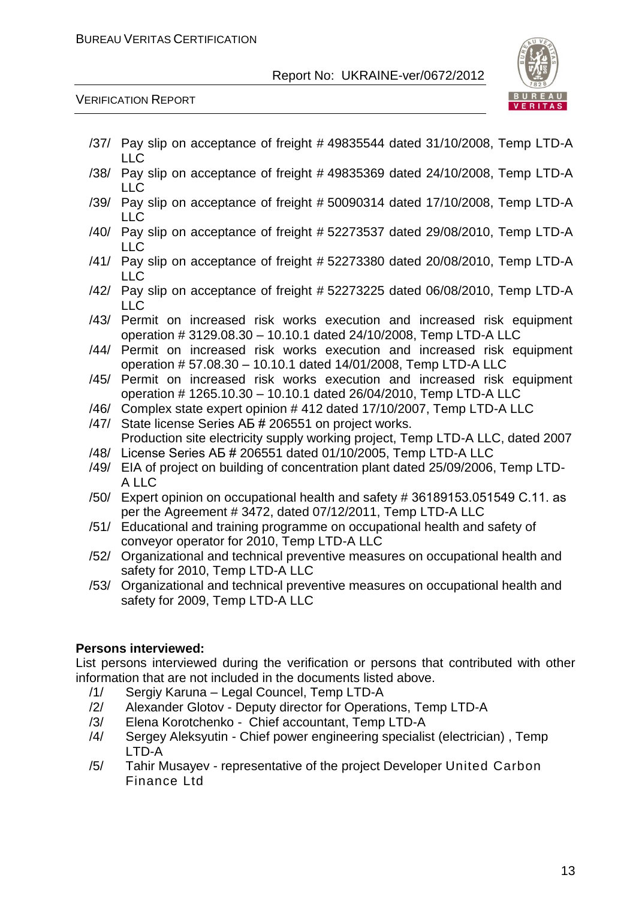/37/ Pay slip on acceptance of freight # 49835544 dated 31/10/2008, Temp LTD-A LLC

/38/ Pay slip on acceptance of freight # 49835369 dated 24/10/2008, Temp LTD-A LLC

/39/ Pay slip on acceptance of freight # 50090314 dated 17/10/2008, Temp LTD-A LLC

/40/ Pay slip on acceptance of freight # 52273537 dated 29/08/2010, Temp LTD-A LLC

/41/ Pay slip on acceptance of freight # 52273380 dated 20/08/2010, Temp LTD-A LLC

/42/ Pay slip on acceptance of freight # 52273225 dated 06/08/2010, Temp LTD-A LLC

/43/ Permit on increased risk works execution and increased risk equipment operation # 3129.08.30 – 10.10.1 dated 24/10/2008, Temp LTD-A LLC

/44/ Permit on increased risk works execution and increased risk equipment operation # 57.08.30 – 10.10.1 dated 14/01/2008, Temp LTD-A LLC

/45/ Permit on increased risk works execution and increased risk equipment operation # 1265.10.30 – 10.10.1 dated 26/04/2010, Temp LTD-A LLC

/46/ Complex state expert opinion # 412 dated 17/10/2007, Temp LTD-A LLC

/47/ State license Series АБ # 206551 on project works.
Production site electricity supply working project, Temp LTD-A LLC, dated 2007

/48/ License Series АБ # 206551 dated 01/10/2005, Temp LTD-A LLC

/49/ EIA of project on building of concentration plant dated 25/09/2006, Temp LTD-A LLC

/50/ Expert opinion on occupational health and safety # 36189153.051549 C.11. as per the Agreement # 3472, dated 07/12/2011, Temp LTD-A LLC

/51/ Educational and training programme on occupational health and safety of conveyor operator for 2010, Temp LTD-A LLC

/52/ Organizational and technical preventive measures on occupational health and safety for 2010, Temp LTD-A LLC

/53/ Organizational and technical preventive measures on occupational health and safety for 2009, Temp LTD-A LLC

**Persons interviewed:**

List persons interviewed during the verification or persons that contributed with other information that are not included in the documents listed above.

/1/ Sergiy Karuna – Legal Councel, Temp LTD-A

/2/ Alexander Glotov - Deputy director for Operations, Temp LTD-A

/3/ Elena Korotchenko - Chief accountant, Temp LTD-A

/4/ Sergey Aleksyutin - Chief power engineering specialist (electrician) , Temp LTD-A

/5/ Tahir Musayev - representative of the project Developer United Carbon Finance Ltd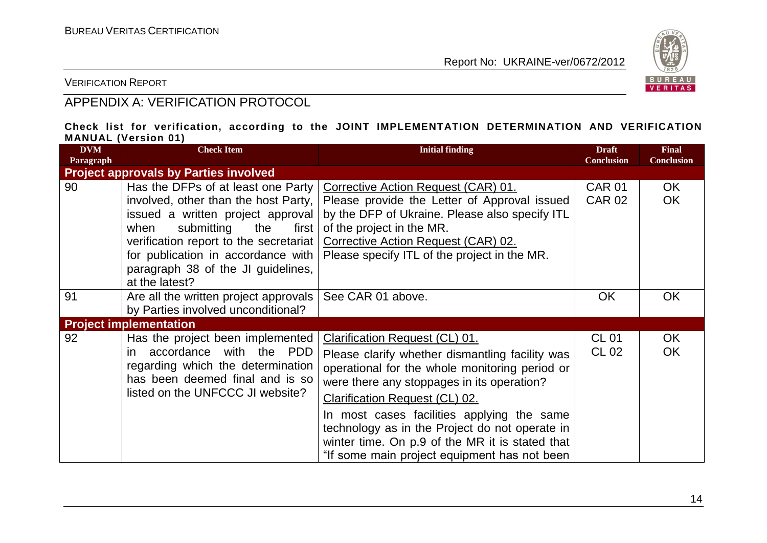## APPENDIX A: VERIFICATION PROTOCOL

**Check list for verification, according to the JOINT IMPLEMENTATION DETERMINATION AND VERIFICATION MANUAL (Version 01)**

| DVM Paragraph | Check Item | Initial finding | Draft Conclusion | Final Conclusion |
|---|---|---|---|---|
| **Project approvals by Parties involved** | | | | |
| 90 | Has the DFPs of at least one Party involved, other than the host Party, issued a written project approval when submitting the first verification report to the secretariat for publication in accordance with paragraph 38 of the JI guidelines, at the latest? | Corrective Action Request (CAR) 01.<br>Please provide the Letter of Approval issued by the DFP of Ukraine. Please also specify ITL of the project in the MR.<br>Corrective Action Request (CAR) 02.<br>Please specify ITL of the project in the MR. | CAR 01<br>CAR 02 | OK<br>OK |
| 91 | Are all the written project approvals by Parties involved unconditional? | See CAR 01 above. | OK | OK |
| **Project implementation** | | | | |
| 92 | Has the project been implemented in accordance with the PDD regarding which the determination has been deemed final and is so listed on the UNFCCC JI website? | Clarification Request (CL) 01.<br>Please clarify whether dismantling facility was operational for the whole monitoring period or were there any stoppages in its operation?<br>Clarification Request (CL) 02.<br>In most cases facilities applying the same technology as in the Project do not operate in winter time. On p.9 of the MR it is stated that "If some main project equipment has not been | CL 01<br>CL 02 | OK<br>OK |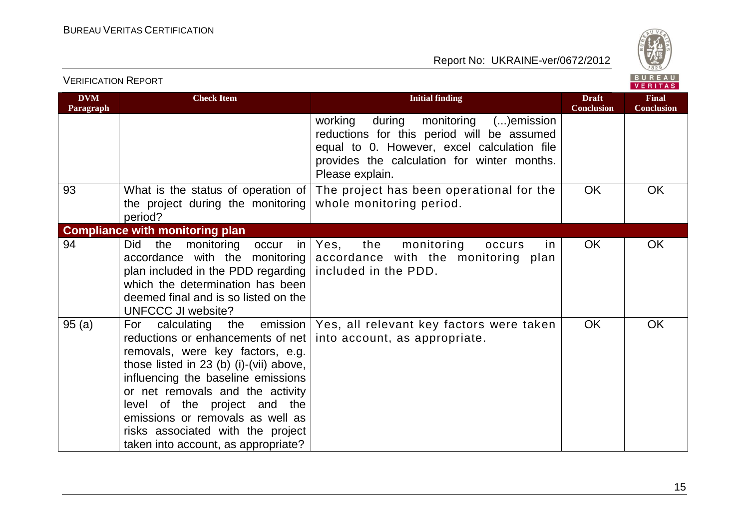| DVM Paragraph | Check Item | Initial finding | Draft Conclusion | Final Conclusion |
|---|---|---|---|---|
| | | working during monitoring (...)emission reductions for this period will be assumed equal to 0. However, excel calculation file provides the calculation for winter months. Please explain. | | |
| 93 | What is the status of operation of the project during the monitoring period? | The project has been operational for the whole monitoring period. | OK | OK |
| **Compliance with monitoring plan** | | | | |
| 94 | Did the monitoring occur in accordance with the monitoring plan included in the PDD regarding which the determination has been deemed final and is so listed on the UNFCCC JI website? | Yes, the monitoring occurs in accordance with the monitoring plan included in the PDD. | OK | OK |
| 95 (a) | For calculating the emission reductions or enhancements of net removals, were key factors, e.g. those listed in 23 (b) (i)-(vii) above, influencing the baseline emissions or net removals and the activity level of the project and the emissions or removals as well as risks associated with the project taken into account, as appropriate? | Yes, all relevant key factors were taken into account, as appropriate. | OK | OK |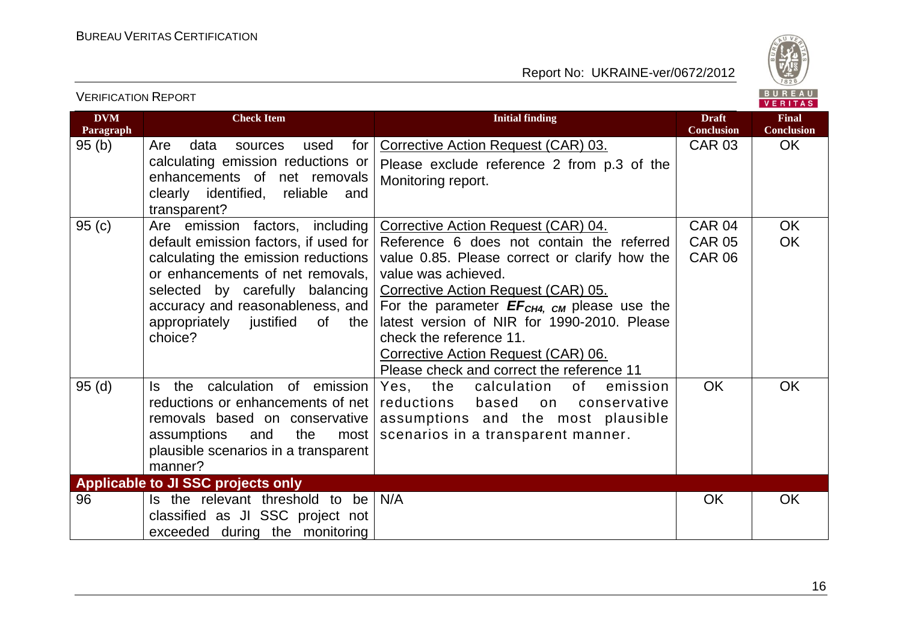| DVM Paragraph | Check Item | Initial finding | Draft Conclusion | Final Conclusion |
|---|---|---|---|---|
| 95 (b) | Are data sources used for calculating emission reductions or enhancements of net removals clearly identified, reliable and transparent? | Corrective Action Request (CAR) 03.<br>Please exclude reference 2 from p.3 of the Monitoring report. | CAR 03 | OK |
| 95 (c) | Are emission factors, including default emission factors, if used for calculating the emission reductions or enhancements of net removals, selected by carefully balancing accuracy and reasonableness, and appropriately justified of the choice? | Corrective Action Request (CAR) 04.<br>Reference 6 does not contain the referred value 0.85. Please correct or clarify how the value was achieved.<br>Corrective Action Request (CAR) 05.<br>For the parameter $EF_{CH4,\ CM}$ please use the latest version of NIR for 1990-2010. Please check the reference 11.<br>Corrective Action Request (CAR) 06.<br>Please check and correct the reference 11 | CAR 04<br>CAR 05<br>CAR 06 | OK<br>OK |
| 95 (d) | Is the calculation of emission reductions or enhancements of net removals based on conservative assumptions and the most plausible scenarios in a transparent manner? | Yes, the calculation of emission reductions based on conservative assumptions and the most plausible scenarios in a transparent manner. | OK | OK |
| **Applicable to JI SSC projects only** | | | | |
| 96 | Is the relevant threshold to be classified as JI SSC project not exceeded during the monitoring | N/A | OK | OK |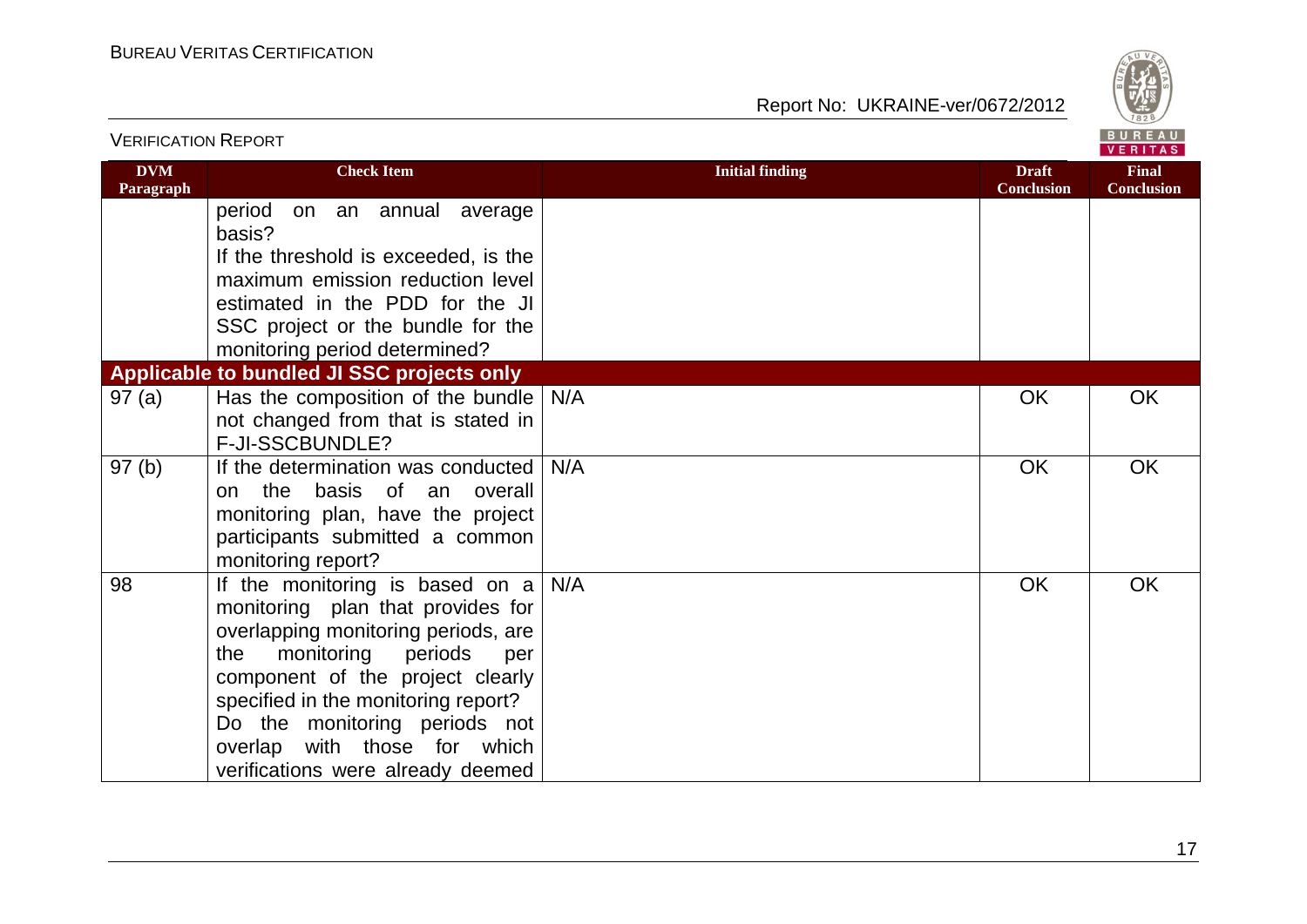| DVM Paragraph | Check Item | Initial finding | Draft Conclusion | Final Conclusion |
|---|---|---|---|---|
| | period on an annual average basis? If the threshold is exceeded, is the maximum emission reduction level estimated in the PDD for the JI SSC project or the bundle for the monitoring period determined? | | | |
| **Applicable to bundled JI SSC projects only** | | | | |
| 97 (a) | Has the composition of the bundle not changed from that is stated in F-JI-SSCBUNDLE? | N/A | OK | OK |
| 97 (b) | If the determination was conducted on the basis of an overall monitoring plan, have the project participants submitted a common monitoring report? | N/A | OK | OK |
| 98 | If the monitoring is based on a monitoring plan that provides for overlapping monitoring periods, are the monitoring periods per component of the project clearly specified in the monitoring report? Do the monitoring periods not overlap with those for which verifications were already deemed | N/A | OK | OK |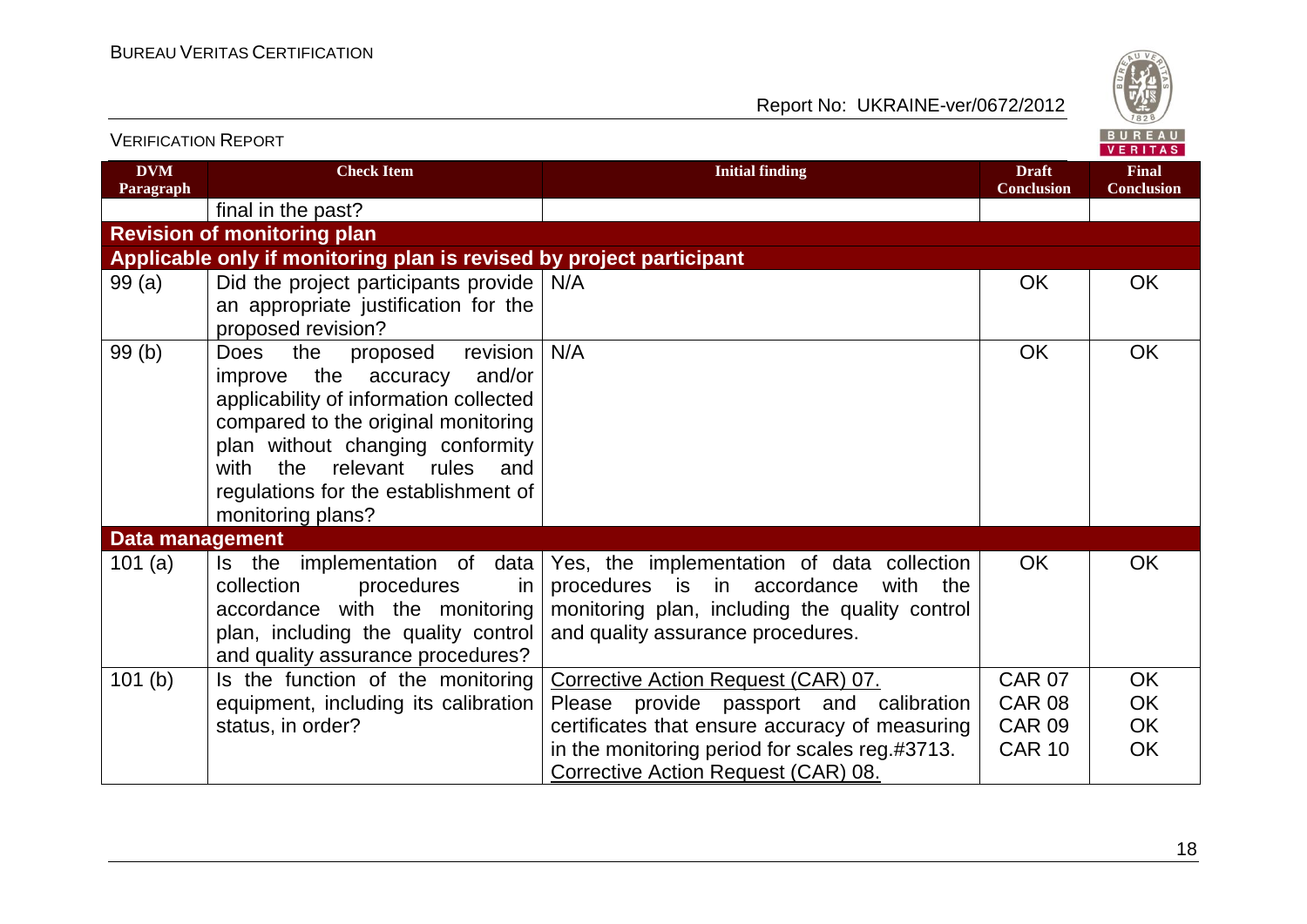| DVM Paragraph | Check Item | Initial finding | Draft Conclusion | Final Conclusion |
|---|---|---|---|---|
| | final in the past? | | | |
| **Revision of monitoring plan** | | | | |
| **Applicable only if monitoring plan is revised by project participant** | | | | |
| 99 (a) | Did the project participants provide an appropriate justification for the proposed revision? | N/A | OK | OK |
| 99 (b) | Does the proposed revision improve the accuracy and/or applicability of information collected compared to the original monitoring plan without changing conformity with the relevant rules and regulations for the establishment of monitoring plans? | N/A | OK | OK |
| **Data management** | | | | |
| 101 (a) | Is the implementation of data collection procedures in accordance with the monitoring plan, including the quality control and quality assurance procedures? | Yes, the implementation of data collection procedures is in accordance with the monitoring plan, including the quality control and quality assurance procedures. | OK | OK |
| 101 (b) | Is the function of the monitoring equipment, including its calibration status, in order? | Corrective Action Request (CAR) 07.<br>Please provide passport and calibration certificates that ensure accuracy of measuring in the monitoring period for scales reg.#3713.<br>Corrective Action Request (CAR) 08. | CAR 07<br>CAR 08<br>CAR 09<br>CAR 10 | OK<br>OK<br>OK<br>OK |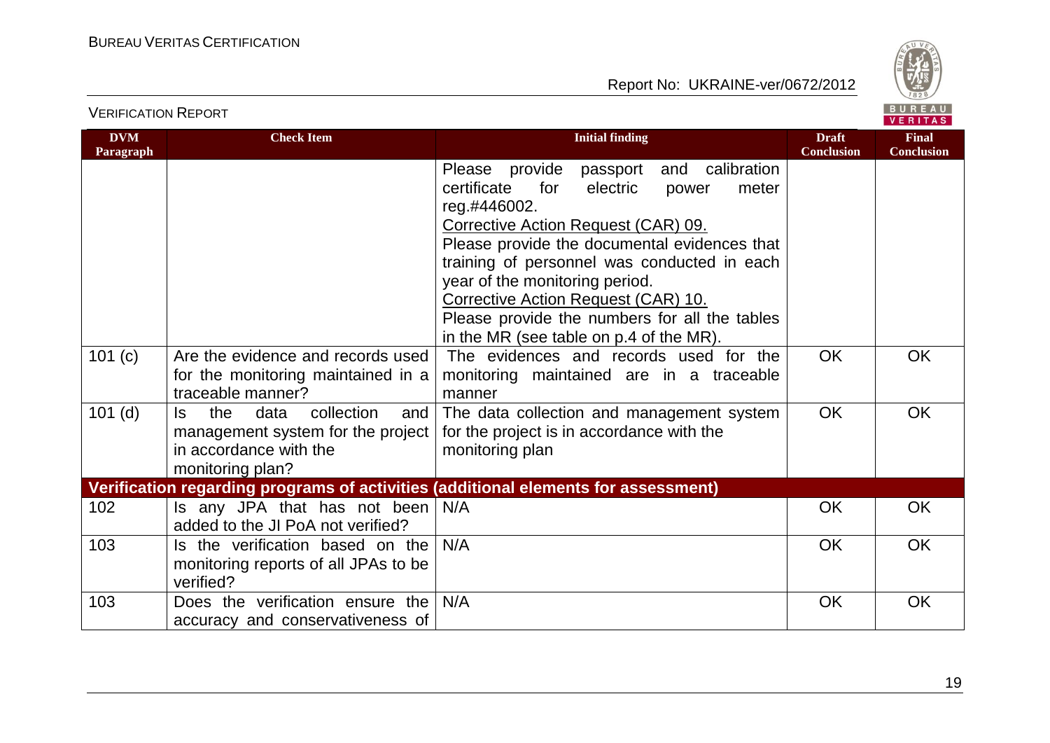| DVM Paragraph | Check Item | Initial finding | Draft Conclusion | Final Conclusion |
|---|---|---|---|---|
| | | Please provide passport and calibration certificate for electric power meter reg.#446002.<br>Corrective Action Request (CAR) 09.<br>Please provide the documental evidences that training of personnel was conducted in each year of the monitoring period.<br>Corrective Action Request (CAR) 10.<br>Please provide the numbers for all the tables in the MR (see table on p.4 of the MR). | | |
| 101 (c) | Are the evidence and records used for the monitoring maintained in a traceable manner? | The evidences and records used for the monitoring maintained are in a traceable manner | OK | OK |
| 101 (d) | Is the data collection and management system for the project in accordance with the monitoring plan? | The data collection and management system for the project is in accordance with the monitoring plan | OK | OK |
| **Verification regarding programs of activities (additional elements for assessment)** | | | | |
| 102 | Is any JPA that has not been added to the JI PoA not verified? | N/A | OK | OK |
| 103 | Is the verification based on the monitoring reports of all JPAs to be verified? | N/A | OK | OK |
| 103 | Does the verification ensure the accuracy and conservativeness of | N/A | OK | OK |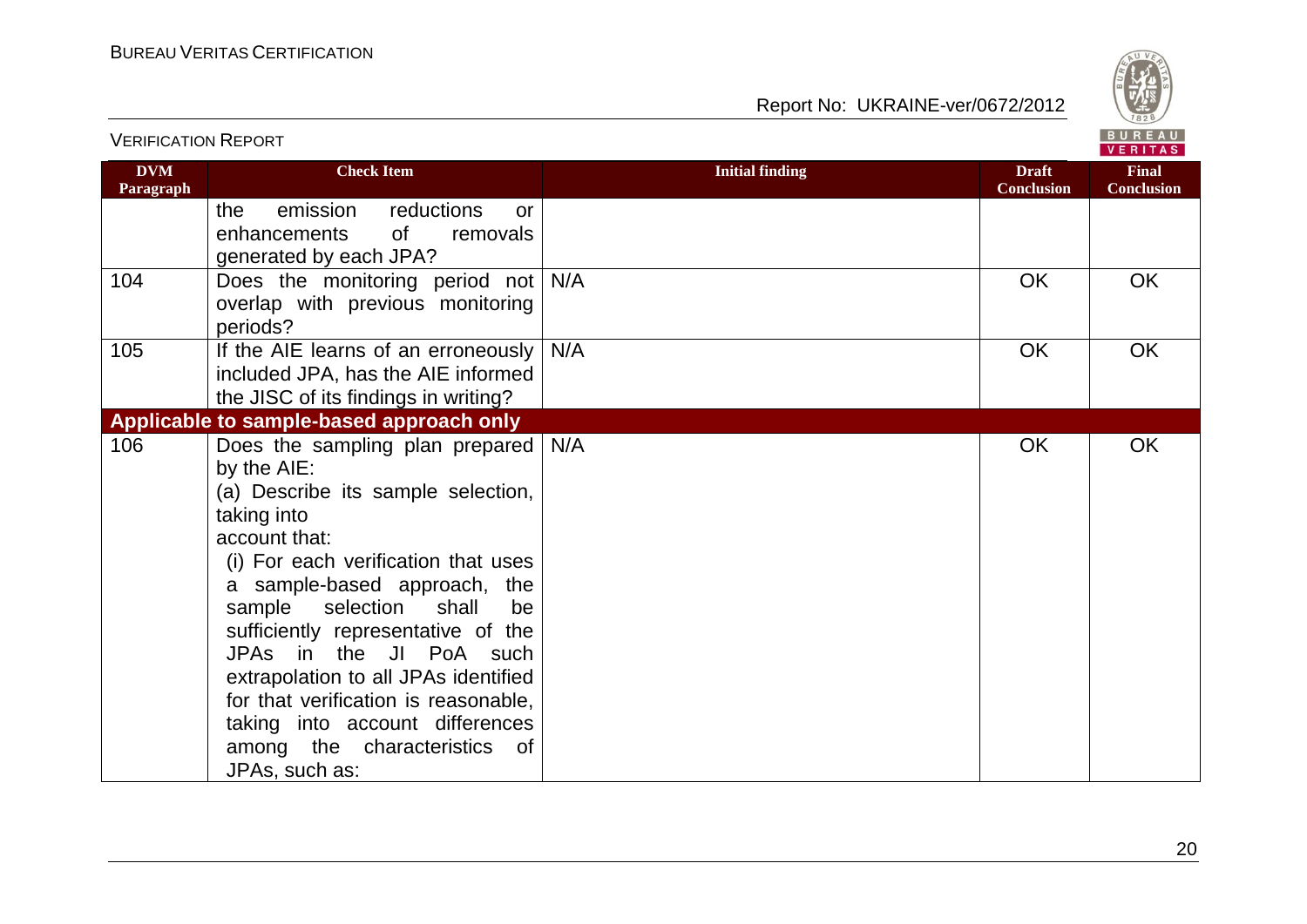| DVM Paragraph | Check Item | Initial finding | Draft Conclusion | Final Conclusion |
|---|---|---|---|---|
| | the emission reductions or enhancements of removals generated by each JPA? | | | |
| 104 | Does the monitoring period not overlap with previous monitoring periods? | N/A | OK | OK |
| 105 | If the AIE learns of an erroneously included JPA, has the AIE informed the JISC of its findings in writing? | N/A | OK | OK |
| **Applicable to sample-based approach only** | | | | |
| 106 | Does the sampling plan prepared by the AIE:<br>(a) Describe its sample selection, taking into account that:<br>(i) For each verification that uses a sample-based approach, the sample selection shall be sufficiently representative of the JPAs in the JI PoA such extrapolation to all JPAs identified for that verification is reasonable, taking into account differences among the characteristics of JPAs, such as: | N/A | OK | OK |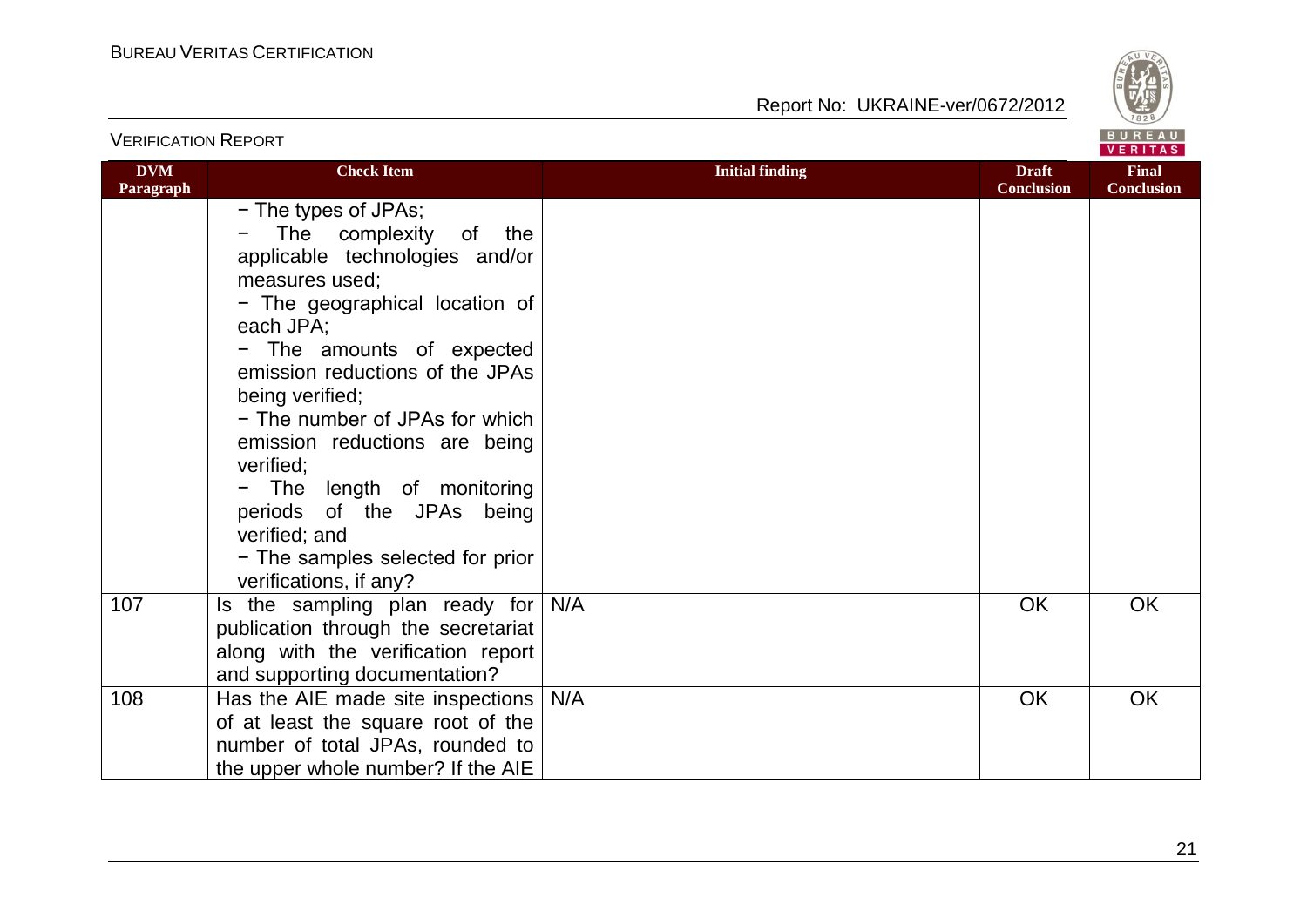VERIFICATION REPORT

| DVM Paragraph | Check Item | Initial finding | Draft Conclusion | Final Conclusion |
|---|---|---|---|---|
| | − The types of JPAs;<br>− The complexity of the applicable technologies and/or measures used;<br>− The geographical location of each JPA;<br>− The amounts of expected emission reductions of the JPAs being verified;<br>− The number of JPAs for which emission reductions are being verified;<br>− The length of monitoring periods of the JPAs being verified; and<br>− The samples selected for prior verifications, if any? | | | |
| 107 | Is the sampling plan ready for publication through the secretariat along with the verification report and supporting documentation? | N/A | OK | OK |
| 108 | Has the AIE made site inspections of at least the square root of the number of total JPAs, rounded to the upper whole number? If the AIE | N/A | OK | OK |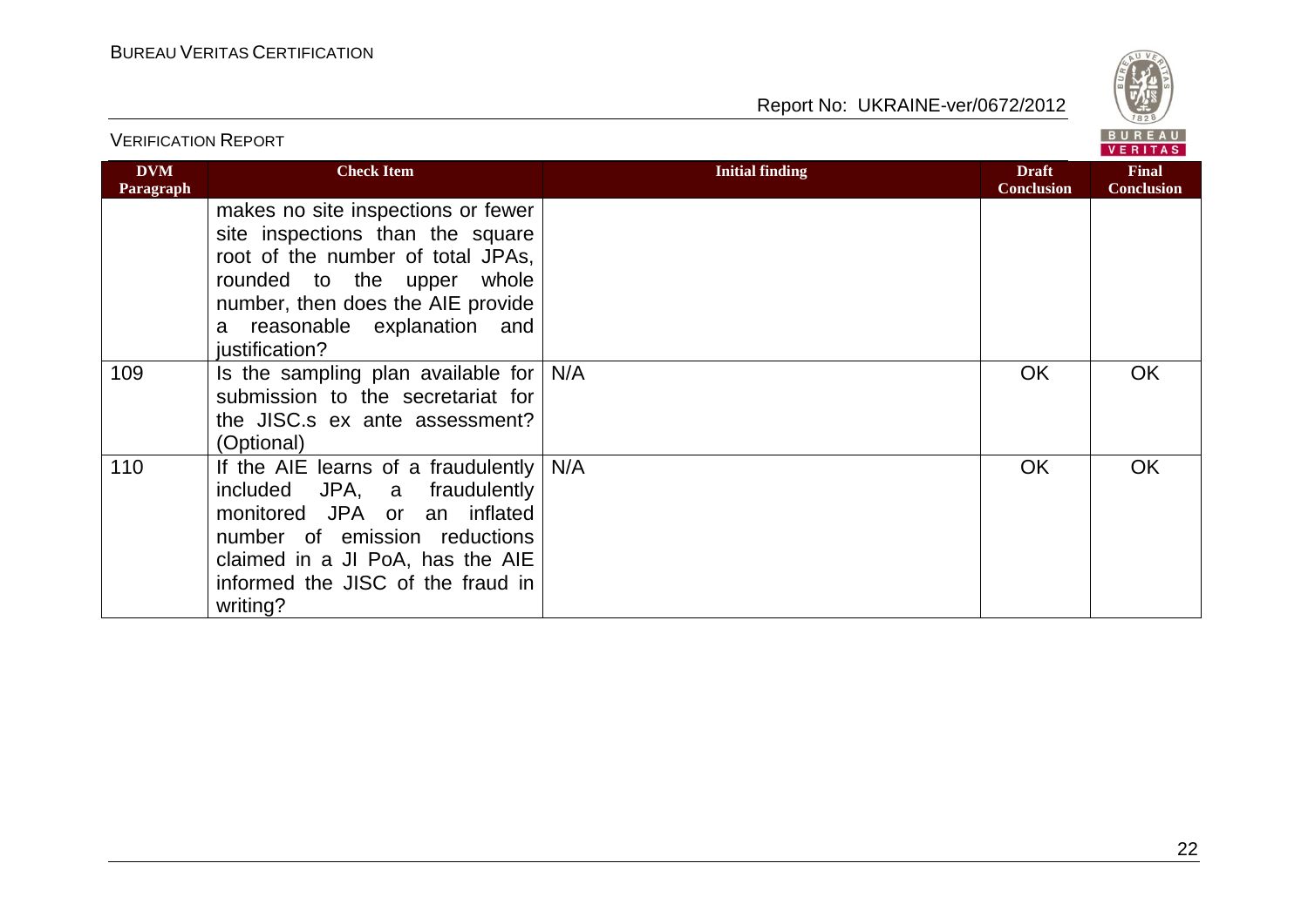| DVM Paragraph | Check Item | Initial finding | Draft Conclusion | Final Conclusion |
|---|---|---|---|---|
| | makes no site inspections or fewer site inspections than the square root of the number of total JPAs, rounded to the upper whole number, then does the AIE provide a reasonable explanation and justification? | | | |
| 109 | Is the sampling plan available for submission to the secretariat for the JISC.s ex ante assessment? (Optional) | N/A | OK | OK |
| 110 | If the AIE learns of a fraudulently included JPA, a fraudulently monitored JPA or an inflated number of emission reductions claimed in a JI PoA, has the AIE informed the JISC of the fraud in writing? | N/A | OK | OK |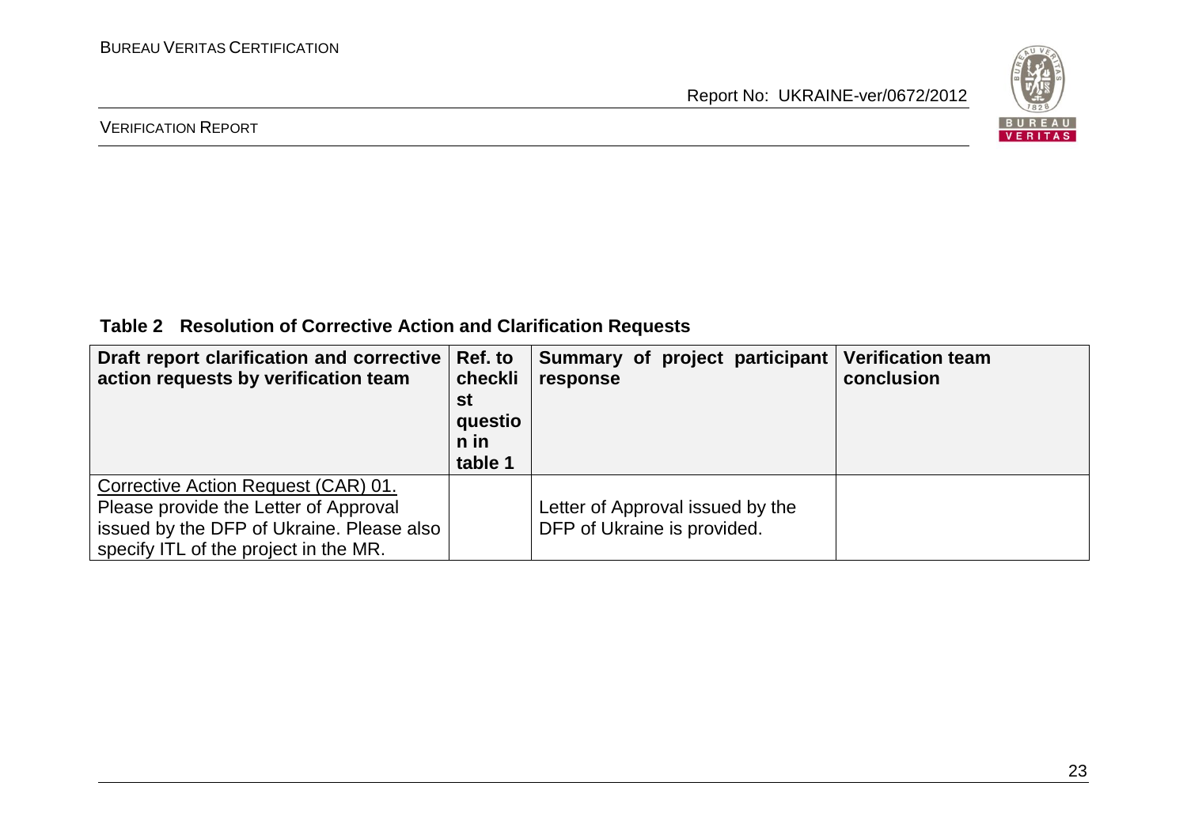**Table 2 Resolution of Corrective Action and Clarification Requests**

| Draft report clarification and corrective action requests by verification team | Ref. to checklist question in table 1 | Summary of project participant response | Verification team conclusion |
|---|---|---|---|
| Corrective Action Request (CAR) 01. Please provide the Letter of Approval issued by the DFP of Ukraine. Please also specify ITL of the project in the MR. | | Letter of Approval issued by the DFP of Ukraine is provided. | |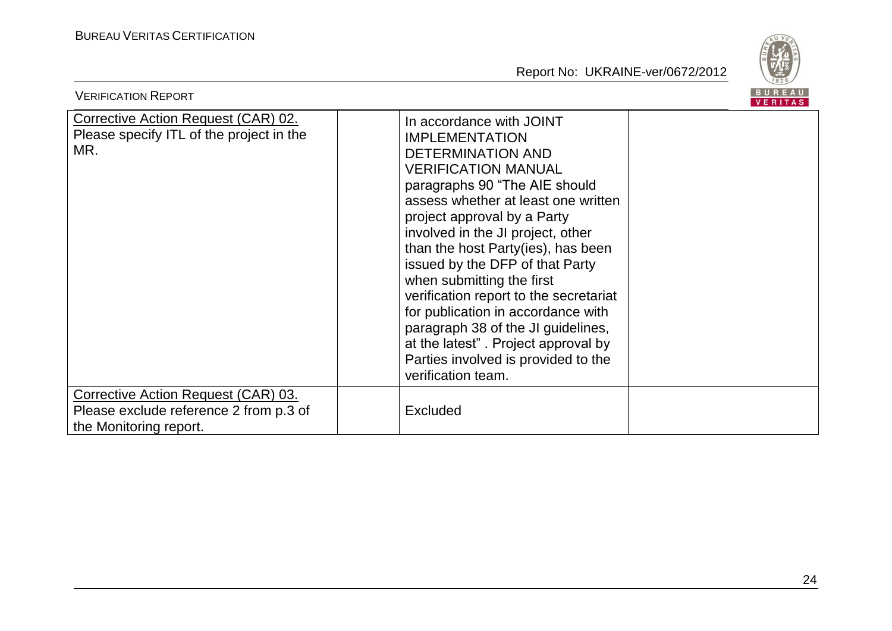| | | | |
|---|---|---|---|
| Corrective Action Request (CAR) 02. Please specify ITL of the project in the MR. | | In accordance with JOINT IMPLEMENTATION DETERMINATION AND VERIFICATION MANUAL paragraphs 90 "The AIE should assess whether at least one written project approval by a Party involved in the JI project, other than the host Party(ies), has been issued by the DFP of that Party when submitting the first verification report to the secretariat for publication in accordance with paragraph 38 of the JI guidelines, at the latest" . Project approval by Parties involved is provided to the verification team. | |
| Corrective Action Request (CAR) 03. Please exclude reference 2 from p.3 of the Monitoring report. | | Excluded | |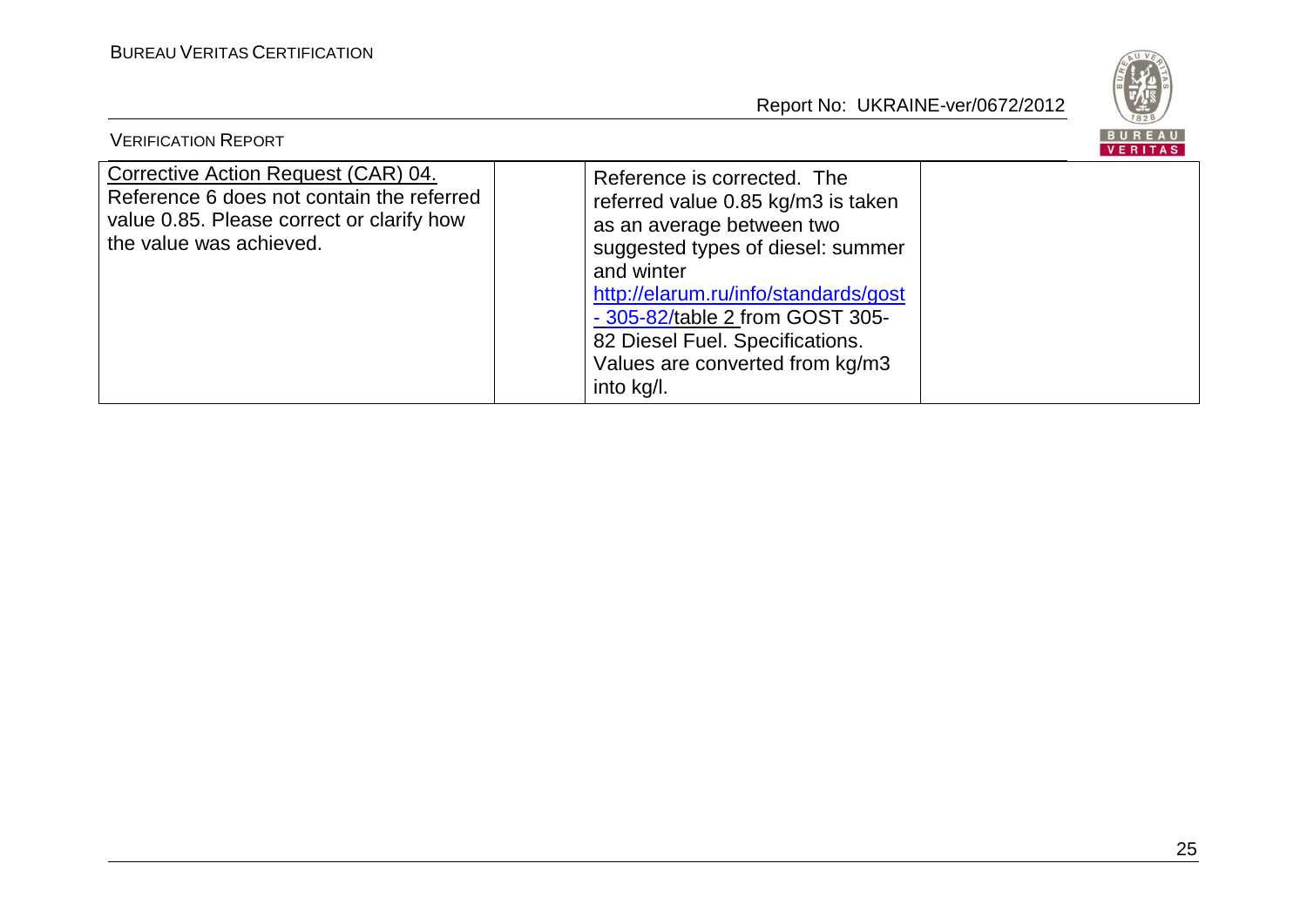| Corrective Action Request (CAR) 04. Reference 6 does not contain the referred value 0.85. Please correct or clarify how the value was achieved. | | Reference is corrected. The referred value 0.85 kg/m3 is taken as an average between two suggested types of diesel: summer and winter http://elarum.ru/info/standards/gost - 305-82/table 2 from GOST 305-82 Diesel Fuel. Specifications. Values are converted from kg/m3 into kg/l. | |
|---|---|---|---|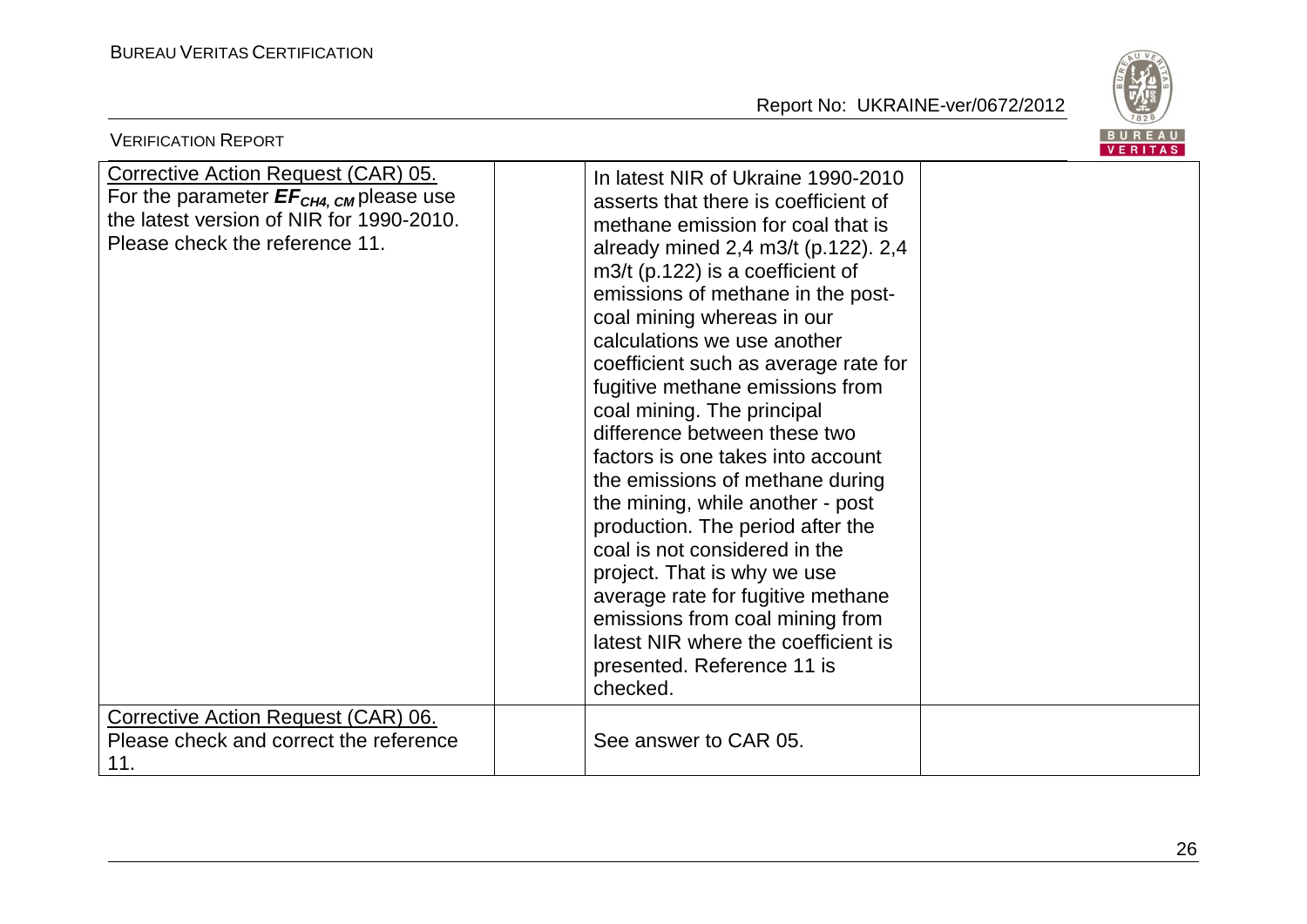| | | | |
|---|---|---|---|
| Corrective Action Request (CAR) 05. For the parameter $EF_{CH4, CM}$ please use the latest version of NIR for 1990-2010. Please check the reference 11. | | In latest NIR of Ukraine 1990-2010 asserts that there is coefficient of methane emission for coal that is already mined 2,4 m3/t (p.122). 2,4 m3/t (p.122) is a coefficient of emissions of methane in the post-coal mining whereas in our calculations we use another coefficient such as average rate for fugitive methane emissions from coal mining. The principal difference between these two factors is one takes into account the emissions of methane during the mining, while another - post production. The period after the coal is not considered in the project. That is why we use average rate for fugitive methane emissions from coal mining from latest NIR where the coefficient is presented. Reference 11 is checked. | |
| Corrective Action Request (CAR) 06. Please check and correct the reference 11. | | See answer to CAR 05. | |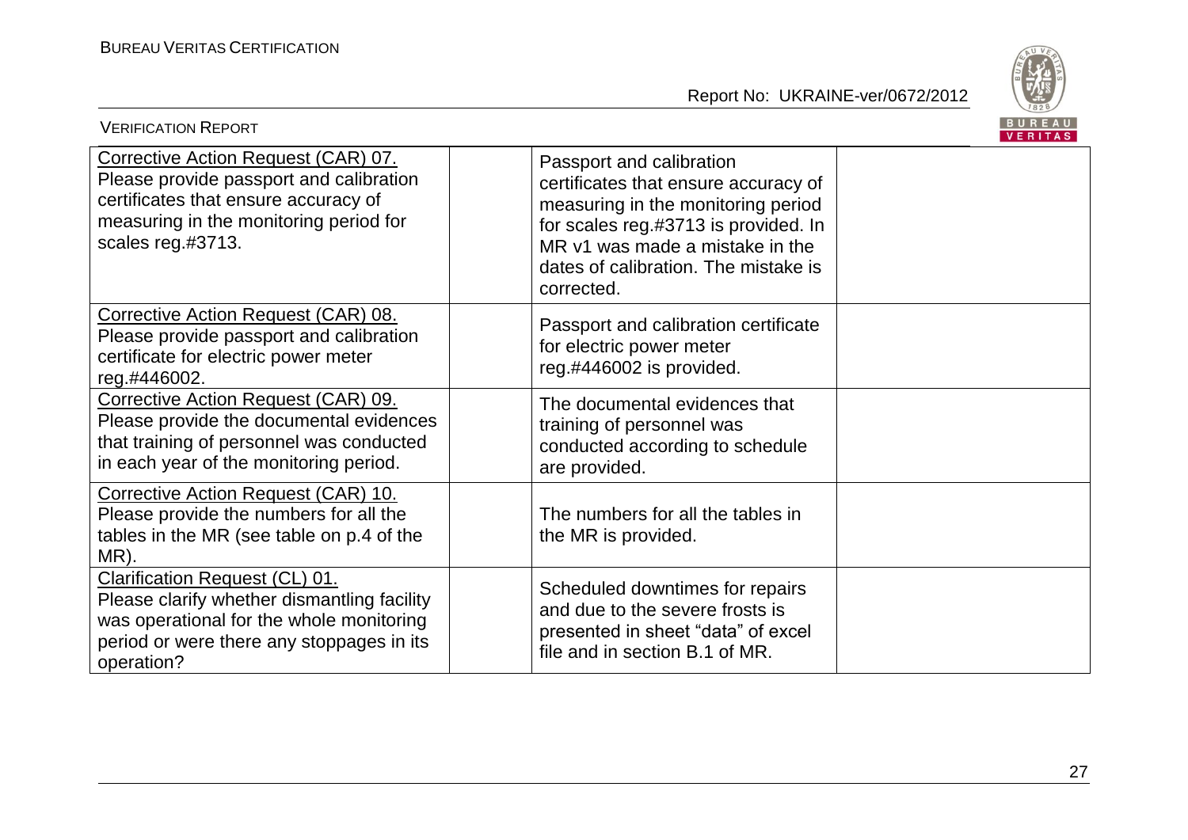| | | | |
|---|---|---|---|
| Corrective Action Request (CAR) 07. Please provide passport and calibration certificates that ensure accuracy of measuring in the monitoring period for scales reg.#3713. | | Passport and calibration certificates that ensure accuracy of measuring in the monitoring period for scales reg.#3713 is provided. In MR v1 was made a mistake in the dates of calibration. The mistake is corrected. | |
| Corrective Action Request (CAR) 08. Please provide passport and calibration certificate for electric power meter reg.#446002. | | Passport and calibration certificate for electric power meter reg.#446002 is provided. | |
| Corrective Action Request (CAR) 09. Please provide the documental evidences that training of personnel was conducted in each year of the monitoring period. | | The documental evidences that training of personnel was conducted according to schedule are provided. | |
| Corrective Action Request (CAR) 10. Please provide the numbers for all the tables in the MR (see table on p.4 of the MR). | | The numbers for all the tables in the MR is provided. | |
| Clarification Request (CL) 01. Please clarify whether dismantling facility was operational for the whole monitoring period or were there any stoppages in its operation? | | Scheduled downtimes for repairs and due to the severe frosts is presented in sheet "data" of excel file and in section B.1 of MR. | |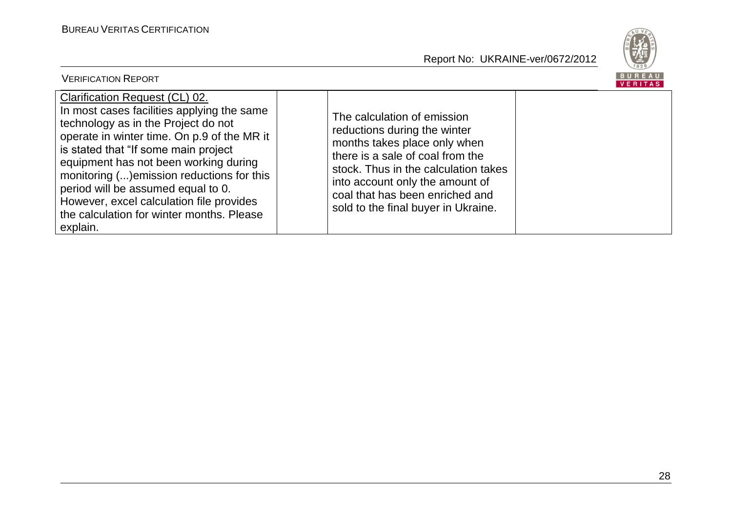| | | | |
|---|---|---|---|
| Clarification Request (CL) 02. In most cases facilities applying the same technology as in the Project do not operate in winter time. On p.9 of the MR it is stated that "If some main project equipment has not been working during monitoring (...)emission reductions for this period will be assumed equal to 0. However, excel calculation file provides the calculation for winter months. Please explain. | | The calculation of emission reductions during the winter months takes place only when there is a sale of coal from the stock. Thus in the calculation takes into account only the amount of coal that has been enriched and sold to the final buyer in Ukraine. | |